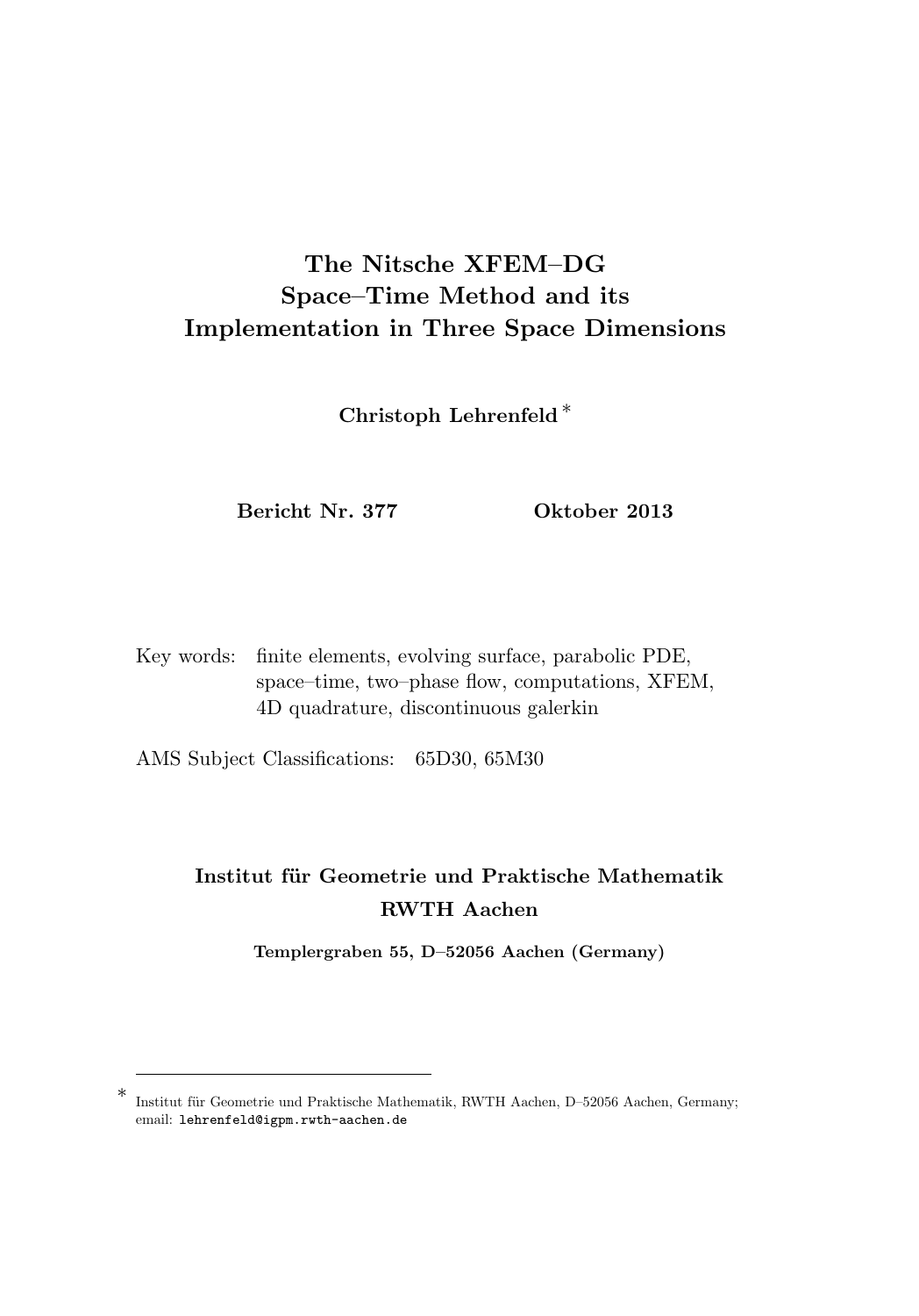# The Nitsche XFEM–DG Space–Time Method and its Implementation in Three Space Dimensions

**Christoph Lehrenfeld** [*]

**Bericht Nr. 377** **Oktober 2013**

Key words: finite elements, evolving surface, parabolic PDE, space–time, two–phase flow, computations, XFEM, 4D quadrature, discontinuous galerkin

AMS Subject Classifications: 65D30, 65M30

**Institut für Geometrie und Praktische Mathematik**
**RWTH Aachen**

**Templergraben 55, D–52056 Aachen (Germany)**

---

[*] Institut für Geometrie und Praktische Mathematik, RWTH Aachen, D–52056 Aachen, Germany; email: `lehrenfeld@igpm.rwth-aachen.de`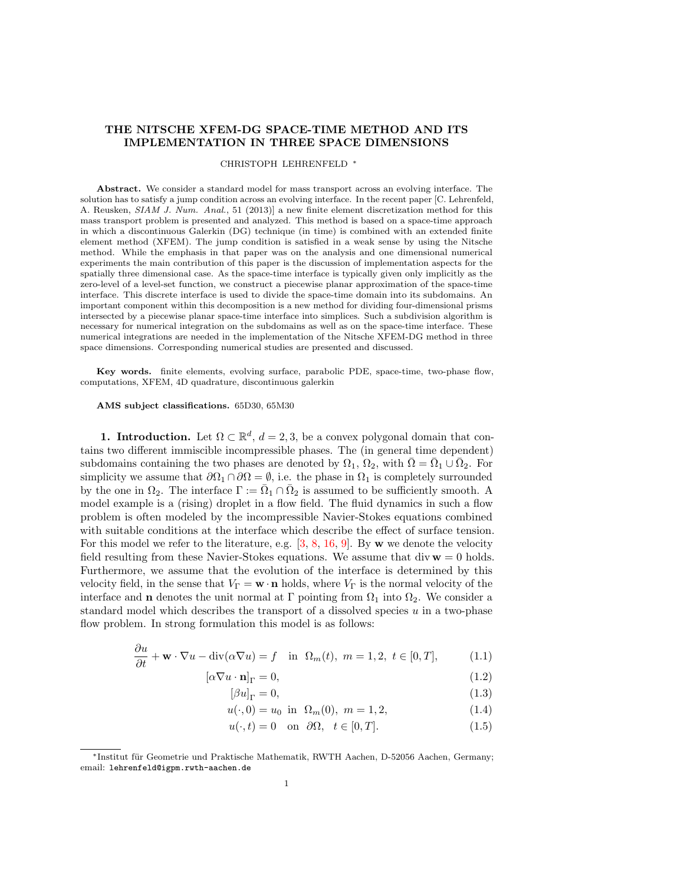# THE NITSCHE XFEM-DG SPACE-TIME METHOD AND ITS IMPLEMENTATION IN THREE SPACE DIMENSIONS

CHRISTOPH LEHRENFELD *

**Abstract.** We consider a standard model for mass transport across an evolving interface. The solution has to satisfy a jump condition across an evolving interface. In the recent paper [C. Lehrenfeld, A. Reusken, *SIAM J. Num. Anal.*, 51 (2013)] a new finite element discretization method for this mass transport problem is presented and analyzed. This method is based on a space-time approach in which a discontinuous Galerkin (DG) technique (in time) is combined with an extended finite element method (XFEM). The jump condition is satisfied in a weak sense by using the Nitsche method. While the emphasis in that paper was on the analysis and one dimensional numerical experiments the main contribution of this paper is the discussion of implementation aspects for the spatially three dimensional case. As the space-time interface is typically given only implicitly as the zero-level of a level-set function, we construct a piecewise planar approximation of the space-time interface. This discrete interface is used to divide the space-time domain into its subdomains. An important component within this decomposition is a new method for dividing four-dimensional prisms intersected by a piecewise planar space-time interface into simplices. Such a subdivision algorithm is necessary for numerical integration on the subdomains as well as on the space-time interface. These numerical integrations are needed in the implementation of the Nitsche XFEM-DG method in three space dimensions. Corresponding numerical studies are presented and discussed.

**Key words.** finite elements, evolving surface, parabolic PDE, space-time, two-phase flow, computations, XFEM, 4D quadrature, discontinuous galerkin

**AMS subject classifications.** 65D30, 65M30

## 1. Introduction.

Let $\Omega \subset \mathbb{R}^d$, $d = 2, 3$, be a convex polygonal domain that contains two different immiscible incompressible phases. The (in general time dependent) subdomains containing the two phases are denoted by $\Omega_1$, $\Omega_2$, with $\bar{\Omega} = \bar{\Omega}_1 \cup \bar{\Omega}_2$. For simplicity we assume that $\partial\Omega_1 \cap \partial\Omega = \emptyset$, i.e. the phase in $\Omega_1$ is completely surrounded by the one in $\Omega_2$. The interface $\Gamma := \bar{\Omega}_1 \cap \bar{\Omega}_2$ is assumed to be sufficiently smooth. A model example is a (rising) droplet in a flow field. The fluid dynamics in such a flow problem is often modeled by the incompressible Navier-Stokes equations combined with suitable conditions at the interface which describe the effect of surface tension. For this model we refer to the literature, e.g. [3, 8, 16, 9]. By $\mathbf{w}$ we denote the velocity field resulting from these Navier-Stokes equations. We assume that $\operatorname{div} \mathbf{w} = 0$ holds. Furthermore, we assume that the evolution of the interface is determined by this velocity field, in the sense that $V_\Gamma = \mathbf{w} \cdot \mathbf{n}$ holds, where $V_\Gamma$ is the normal velocity of the interface and $\mathbf{n}$ denotes the unit normal at $\Gamma$ pointing from $\Omega_1$ into $\Omega_2$. We consider a standard model which describes the transport of a dissolved species $u$ in a two-phase flow problem. In strong formulation this model is as follows:

$$\frac{\partial u}{\partial t} + \mathbf{w} \cdot \nabla u - \operatorname{div}(\alpha \nabla u) = f \quad \text{in} \;\; \Omega_m(t), \; m = 1, 2, \; t \in [0, T], \tag{1.1}$$

$$[\alpha \nabla u \cdot \mathbf{n}]_\Gamma = 0, \tag{1.2}$$

$$[\beta u]_\Gamma = 0, \tag{1.3}$$

$$u(\cdot, 0) = u_0 \;\; \text{in} \;\; \Omega_m(0), \; m = 1, 2, \tag{1.4}$$

$$u(\cdot, t) = 0 \quad \text{on} \quad \partial\Omega, \quad t \in [0, T]. \tag{1.5}$$

---

*Institut für Geometrie und Praktische Mathematik, RWTH Aachen, D-52056 Aachen, Germany; email: `lehrenfeld@igpm.rwth-aachen.de`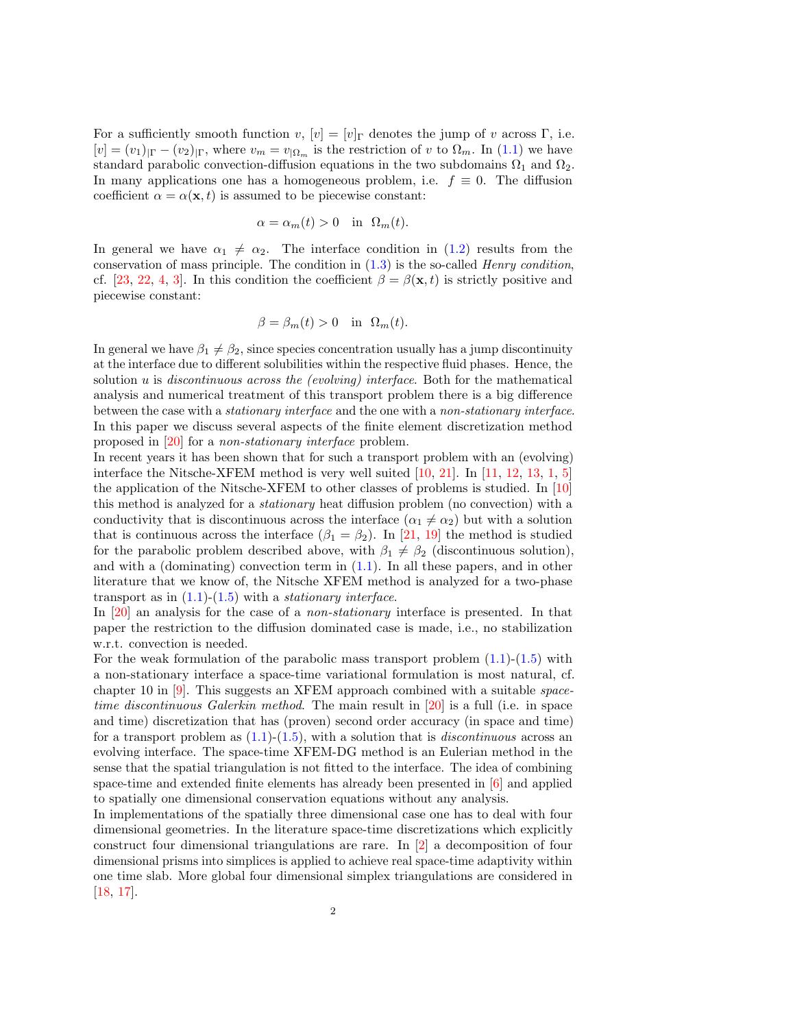For a sufficiently smooth function $v$, $[v] = [v]_\Gamma$ denotes the jump of $v$ across $\Gamma$, i.e. $[v] = (v_1)_{|\Gamma} - (v_2)_{|\Gamma}$, where $v_m = v_{|\Omega_m}$ is the restriction of $v$ to $\Omega_m$. In (1.1) we have standard parabolic convection-diffusion equations in the two subdomains $\Omega_1$ and $\Omega_2$. In many applications one has a homogeneous problem, i.e. $f \equiv 0$. The diffusion coefficient $\alpha = \alpha(\mathbf{x}, t)$ is assumed to be piecewise constant:

$$\alpha = \alpha_m(t) > 0 \quad \text{in} \;\; \Omega_m(t).$$

In general we have $\alpha_1 \neq \alpha_2$. The interface condition in (1.2) results from the conservation of mass principle. The condition in (1.3) is the so-called *Henry condition*, cf. [23, 22, 4, 3]. In this condition the coefficient $\beta = \beta(\mathbf{x}, t)$ is strictly positive and piecewise constant:

$$\beta = \beta_m(t) > 0 \quad \text{in} \;\; \Omega_m(t).$$

In general we have $\beta_1 \neq \beta_2$, since species concentration usually has a jump discontinuity at the interface due to different solubilities within the respective fluid phases. Hence, the solution $u$ is *discontinuous across the (evolving) interface*. Both for the mathematical analysis and numerical treatment of this transport problem there is a big difference between the case with a *stationary interface* and the one with a *non-stationary interface*. In this paper we discuss several aspects of the finite element discretization method proposed in [20] for a *non-stationary interface* problem.

In recent years it has been shown that for such a transport problem with an (evolving) interface the Nitsche-XFEM method is very well suited [10, 21]. In [11, 12, 13, 1, 5] the application of the Nitsche-XFEM to other classes of problems is studied. In [10] this method is analyzed for a *stationary* heat diffusion problem (no convection) with a conductivity that is discontinuous across the interface ($\alpha_1 \neq \alpha_2$) but with a solution that is continuous across the interface ($\beta_1 = \beta_2$). In [21, 19] the method is studied for the parabolic problem described above, with $\beta_1 \neq \beta_2$ (discontinuous solution), and with a (dominating) convection term in (1.1). In all these papers, and in other literature that we know of, the Nitsche XFEM method is analyzed for a two-phase transport as in (1.1)-(1.5) with a *stationary interface*.

In [20] an analysis for the case of a *non-stationary* interface is presented. In that paper the restriction to the diffusion dominated case is made, i.e., no stabilization w.r.t. convection is needed.

For the weak formulation of the parabolic mass transport problem (1.1)-(1.5) with a non-stationary interface a space-time variational formulation is most natural, cf. chapter 10 in [9]. This suggests an XFEM approach combined with a suitable *space-time discontinuous Galerkin method*. The main result in [20] is a full (i.e. in space and time) discretization that has (proven) second order accuracy (in space and time) for a transport problem as (1.1)-(1.5), with a solution that is *discontinuous* across an evolving interface. The space-time XFEM-DG method is an Eulerian method in the sense that the spatial triangulation is not fitted to the interface. The idea of combining space-time and extended finite elements has already been presented in [6] and applied to spatially one dimensional conservation equations without any analysis.

In implementations of the spatially three dimensional case one has to deal with four dimensional geometries. In the literature space-time discretizations which explicitly construct four dimensional triangulations are rare. In [2] a decomposition of four dimensional prisms into simplices is applied to achieve real space-time adaptivity within one time slab. More global four dimensional simplex triangulations are considered in [18, 17].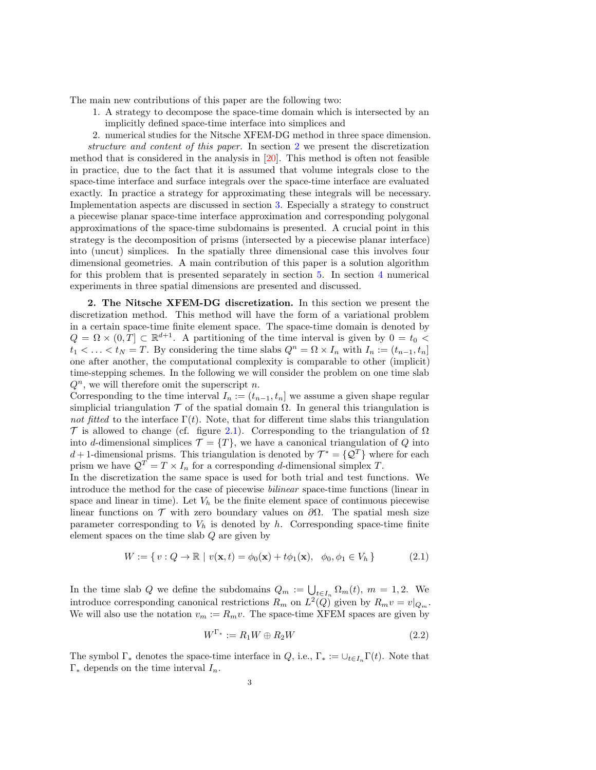The main new contributions of this paper are the following two:

1. A strategy to decompose the space-time domain which is intersected by an implicitly defined space-time interface into simplices and
2. numerical studies for the Nitsche XFEM-DG method in three space dimension.

*structure and content of this paper.* In section 2 we present the discretization method that is considered in the analysis in [20]. This method is often not feasible in practice, due to the fact that it is assumed that volume integrals close to the space-time interface and surface integrals over the space-time interface are evaluated exactly. In practice a strategy for approximating these integrals will be necessary. Implementation aspects are discussed in section 3. Especially a strategy to construct a piecewise planar space-time interface approximation and corresponding polygonal approximations of the space-time subdomains is presented. A crucial point in this strategy is the decomposition of prisms (intersected by a piecewise planar interface) into (uncut) simplices. In the spatially three dimensional case this involves four dimensional geometries. A main contribution of this paper is a solution algorithm for this problem that is presented separately in section 5. In section 4 numerical experiments in three spatial dimensions are presented and discussed.

**2. The Nitsche XFEM-DG discretization.** In this section we present the discretization method. This method will have the form of a variational problem in a certain space-time finite element space. The space-time domain is denoted by $Q = \Omega \times (0, T] \subset \mathbb{R}^{d+1}$. A partitioning of the time interval is given by $0 = t_0 < t_1 < \ldots < t_N = T$. By considering the time slabs $Q^n = \Omega \times I_n$ with $I_n := (t_{n-1}, t_n]$ one after another, the computational complexity is comparable to other (implicit) time-stepping schemes. In the following we will consider the problem on one time slab $Q^n$, we will therefore omit the superscript $n$.

Corresponding to the time interval $I_n := (t_{n-1}, t_n]$ we assume a given shape regular simplicial triangulation $\mathcal{T}$ of the spatial domain $\Omega$. In general this triangulation is *not fitted* to the interface $\Gamma(t)$. Note, that for different time slabs this triangulation $\mathcal{T}$ is allowed to change (cf. figure 2.1). Corresponding to the triangulation of $\Omega$ into $d$-dimensional simplices $\mathcal{T} = \{T\}$, we have a canonical triangulation of $Q$ into $d+1$-dimensional prisms. This triangulation is denoted by $\mathcal{T}^* = \{\mathcal{Q}^T\}$ where for each prism we have $\mathcal{Q}^T = T \times I_n$ for a corresponding $d$-dimensional simplex $T$.

In the discretization the same space is used for both trial and test functions. We introduce the method for the case of piecewise *bilinear* space-time functions (linear in space and linear in time). Let $V_h$ be the finite element space of continuous piecewise linear functions on $\mathcal{T}$ with zero boundary values on $\partial\Omega$. The spatial mesh size parameter corresponding to $V_h$ is denoted by $h$. Corresponding space-time finite element spaces on the time slab $Q$ are given by

$$W := \{ \, v : Q \to \mathbb{R} \mid v(\mathbf{x}, t) = \phi_0(\mathbf{x}) + t\phi_1(\mathbf{x}), \quad \phi_0, \phi_1 \in V_h \, \} \tag{2.1}$$

In the time slab $Q$ we define the subdomains $Q_m := \bigcup_{t \in I_n} \Omega_m(t)$, $m = 1, 2$. We introduce corresponding canonical restrictions $R_m$ on $L^2(Q)$ given by $R_m v = v|_{Q_m}$. We will also use the notation $v_m := R_m v$. The space-time XFEM spaces are given by

$$W^{\Gamma_*} := R_1 W \oplus R_2 W \tag{2.2}$$

The symbol $\Gamma_*$ denotes the space-time interface in $Q$, i.e., $\Gamma_* := \cup_{t \in I_n} \Gamma(t)$. Note that $\Gamma_*$ depends on the time interval $I_n$.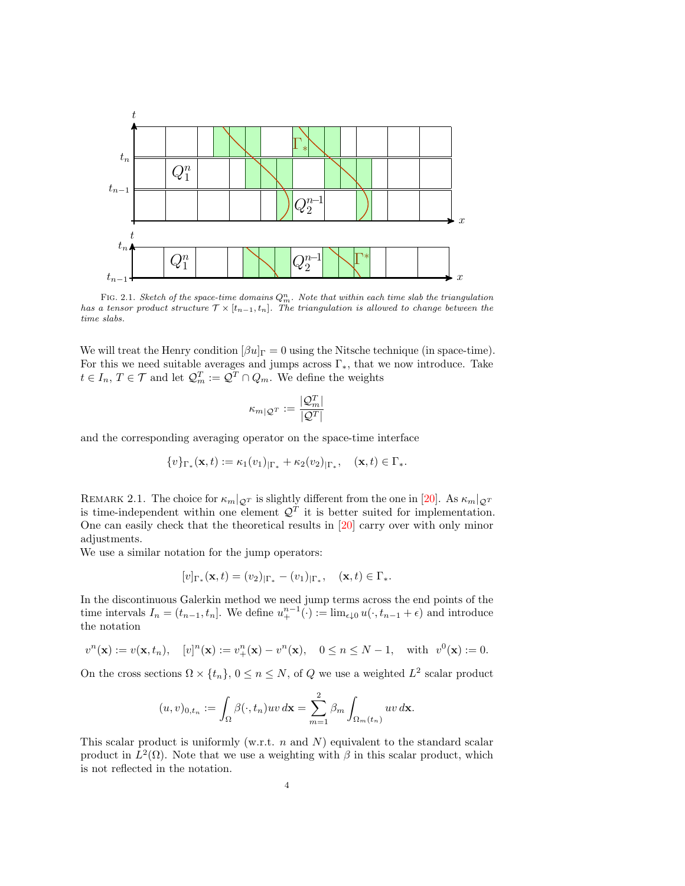FIG. 2.1. *Sketch of the space-time domains $Q_m^n$. Note that within each time slab the triangulation has a tensor product structure $\mathcal{T} \times [t_{n-1}, t_n]$. The triangulation is allowed to change between the time slabs.*

We will treat the Henry condition $[\beta u]_\Gamma = 0$ using the Nitsche technique (in space-time). For this we need suitable averages and jumps across $\Gamma_*$, that we now introduce. Take $t \in I_n$, $T \in \mathcal{T}$ and let $\mathcal{Q}_m^T := \mathcal{Q}^T \cap Q_m$. We define the weights

$$\kappa_{m|\mathcal{Q}^T} := \frac{|\mathcal{Q}_m^T|}{|\mathcal{Q}^T|}$$

and the corresponding averaging operator on the space-time interface

$$\{v\}_{\Gamma_*}(\mathbf{x}, t) := \kappa_1 (v_1)_{|\Gamma_*} + \kappa_2 (v_2)_{|\Gamma_*}, \quad (\mathbf{x}, t) \in \Gamma_*.$$

REMARK 2.1. The choice for $\kappa_m|_{\mathcal{Q}^T}$ is slightly different from the one in [20]. As $\kappa_m|_{\mathcal{Q}^T}$ is time-independent within one element $\mathcal{Q}^T$ it is better suited for implementation. One can easily check that the theoretical results in [20] carry over with only minor adjustments.

We use a similar notation for the jump operators:

$$[v]_{\Gamma_*}(\mathbf{x}, t) = (v_2)_{|\Gamma_*} - (v_1)_{|\Gamma_*}, \quad (\mathbf{x}, t) \in \Gamma_*.$$

In the discontinuous Galerkin method we need jump terms across the end points of the time intervals $I_n = (t_{n-1}, t_n]$. We define $u_+^{n-1}(\cdot) := \lim_{\epsilon \downarrow 0} u(\cdot, t_{n-1} + \epsilon)$ and introduce the notation

$$v^n(\mathbf{x}) := v(\mathbf{x}, t_n), \quad [v]^n(\mathbf{x}) := v_+^n(\mathbf{x}) - v^n(\mathbf{x}), \quad 0 \le n \le N-1, \quad \text{with } \ v^0(\mathbf{x}) := 0.$$

On the cross sections $\Omega \times \{t_n\}$, $0 \le n \le N$, of $Q$ we use a weighted $L^2$ scalar product

$$(u, v)_{0,t_n} := \int_\Omega \beta(\cdot, t_n) uv \, d\mathbf{x} = \sum_{m=1}^{2} \beta_m \int_{\Omega_m(t_n)} uv \, d\mathbf{x}.$$

This scalar product is uniformly (w.r.t. $n$ and $N$) equivalent to the standard scalar product in $L^2(\Omega)$. Note that we use a weighting with $\beta$ in this scalar product, which is not reflected in the notation.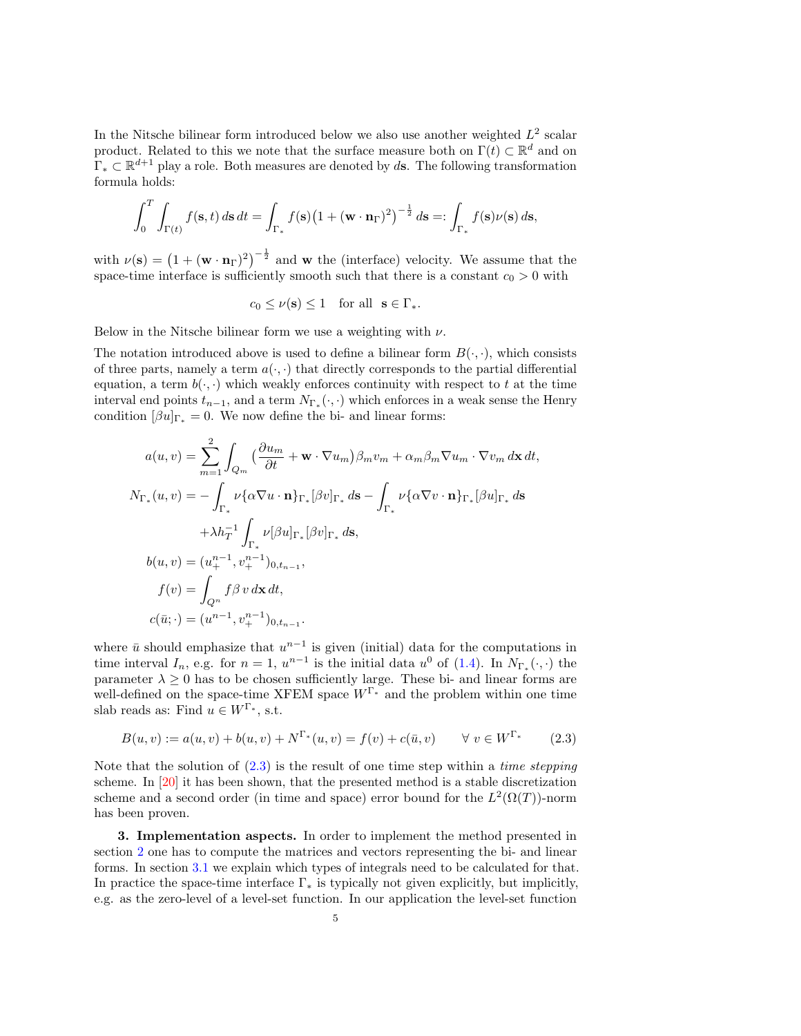In the Nitsche bilinear form introduced below we also use another weighted $L^2$ scalar product. Related to this we note that the surface measure both on $\Gamma(t) \subset \mathbb{R}^d$ and on $\Gamma_* \subset \mathbb{R}^{d+1}$ play a role. Both measures are denoted by $d\mathbf{s}$. The following transformation formula holds:

$$\int_0^T \int_{\Gamma(t)} f(\mathbf{s}, t)\, d\mathbf{s}\, dt = \int_{\Gamma_*} f(\mathbf{s}) \big(1 + (\mathbf{w} \cdot \mathbf{n}_\Gamma)^2\big)^{-\frac{1}{2}}\, d\mathbf{s} =: \int_{\Gamma_*} f(\mathbf{s}) \nu(\mathbf{s})\, d\mathbf{s},$$

with $\nu(\mathbf{s}) = \big(1 + (\mathbf{w} \cdot \mathbf{n}_\Gamma)^2\big)^{-\frac{1}{2}}$ and $\mathbf{w}$ the (interface) velocity. We assume that the space-time interface is sufficiently smooth such that there is a constant $c_0 > 0$ with

$$c_0 \leq \nu(\mathbf{s}) \leq 1 \quad \text{for all } \; \mathbf{s} \in \Gamma_*.$$

Below in the Nitsche bilinear form we use a weighting with $\nu$.

The notation introduced above is used to define a bilinear form $B(\cdot, \cdot)$, which consists of three parts, namely a term $a(\cdot, \cdot)$ that directly corresponds to the partial differential equation, a term $b(\cdot, \cdot)$ which weakly enforces continuity with respect to $t$ at the time interval end points $t_{n-1}$, and a term $N_{\Gamma_*}(\cdot, \cdot)$ which enforces in a weak sense the Henry condition $[\beta u]_{\Gamma_*} = 0$. We now define the bi- and linear forms:

$$\begin{aligned}
a(u, v) &= \sum_{m=1}^{2} \int_{Q_m} \big(\frac{\partial u_m}{\partial t} + \mathbf{w} \cdot \nabla u_m\big) \beta_m v_m + \alpha_m \beta_m \nabla u_m \cdot \nabla v_m \, d\mathbf{x}\, dt, \\
N_{\Gamma_*}(u, v) &= -\int_{\Gamma_*} \nu \{\alpha \nabla u \cdot \mathbf{n}\}_{\Gamma_*} [\beta v]_{\Gamma_*}\, d\mathbf{s} - \int_{\Gamma_*} \nu \{\alpha \nabla v \cdot \mathbf{n}\}_{\Gamma_*} [\beta u]_{\Gamma_*}\, d\mathbf{s} \\
&\quad + \lambda h_T^{-1} \int_{\Gamma_*} \nu [\beta u]_{\Gamma_*} [\beta v]_{\Gamma_*}\, d\mathbf{s}, \\
b(u, v) &= (u_+^{n-1}, v_+^{n-1})_{0, t_{n-1}}, \\
f(v) &= \int_{Q^n} f \beta\, v\, d\mathbf{x}\, dt, \\
c(\bar{u}; \cdot) &= (u^{n-1}, v_+^{n-1})_{0, t_{n-1}}.
\end{aligned}$$

where $\bar{u}$ should emphasize that $u^{n-1}$ is given (initial) data for the computations in time interval $I_n$, e.g. for $n = 1$, $u^{n-1}$ is the initial data $u^0$ of (1.4). In $N_{\Gamma_*}(\cdot, \cdot)$ the parameter $\lambda \geq 0$ has to be chosen sufficiently large. These bi- and linear forms are well-defined on the space-time XFEM space $W^{\Gamma_*}$ and the problem within one time slab reads as: Find $u \in W^{\Gamma_*}$, s.t.

$$B(u, v) := a(u, v) + b(u, v) + N^{\Gamma_*}(u, v) = f(v) + c(\bar{u}, v) \qquad \forall\; v \in W^{\Gamma_*} \tag{2.3}$$

Note that the solution of (2.3) is the result of one time step within a *time stepping* scheme. In [20] it has been shown, that the presented method is a stable discretization scheme and a second order (in time and space) error bound for the $L^2(\Omega(T))$-norm has been proven.

**3. Implementation aspects.** In order to implement the method presented in section 2 one has to compute the matrices and vectors representing the bi- and linear forms. In section 3.1 we explain which types of integrals need to be calculated for that. In practice the space-time interface $\Gamma_*$ is typically not given explicitly, but implicitly, e.g. as the zero-level of a level-set function. In our application the level-set function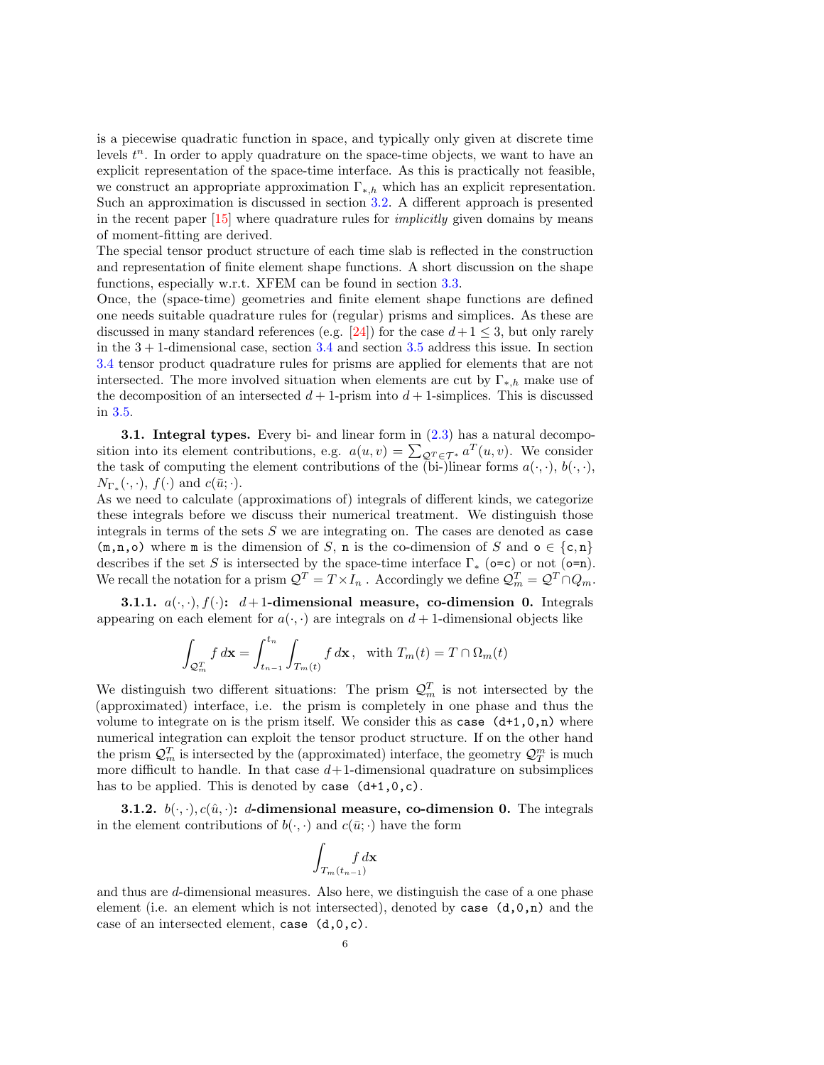is a piecewise quadratic function in space, and typically only given at discrete time levels $t^n$. In order to apply quadrature on the space-time objects, we want to have an explicit representation of the space-time interface. As this is practically not feasible, we construct an appropriate approximation $\Gamma_{*,h}$ which has an explicit representation. Such an approximation is discussed in section 3.2. A different approach is presented in the recent paper [15] where quadrature rules for *implicitly* given domains by means of moment-fitting are derived.
The special tensor product structure of each time slab is reflected in the construction and representation of finite element shape functions. A short discussion on the shape functions, especially w.r.t. XFEM can be found in section 3.3.
Once, the (space-time) geometries and finite element shape functions are defined one needs suitable quadrature rules for (regular) prisms and simplices. As these are discussed in many standard references (e.g. [24]) for the case $d+1 \leq 3$, but only rarely in the $3+1$-dimensional case, section 3.4 and section 3.5 address this issue. In section 3.4 tensor product quadrature rules for prisms are applied for elements that are not intersected. The more involved situation when elements are cut by $\Gamma_{*,h}$ make use of the decomposition of an intersected $d+1$-prism into $d+1$-simplices. This is discussed in 3.5.

**3.1. Integral types.** Every bi- and linear form in (2.3) has a natural decomposition into its element contributions, e.g. $a(u,v) = \sum_{\mathcal{Q}^T \in \mathcal{T}^*} a^T(u,v)$. We consider the task of computing the element contributions of the (bi-)linear forms $a(\cdot,\cdot)$, $b(\cdot,\cdot)$, $N_{\Gamma_*}(\cdot,\cdot)$, $f(\cdot)$ and $c(\bar{u};\cdot)$.
As we need to calculate (approximations of) integrals of different kinds, we categorize these integrals before we discuss their numerical treatment. We distinguish those integrals in terms of the sets $S$ we are integrating on. The cases are denoted as `case (m,n,o)` where `m` is the dimension of $S$, `n` is the co-dimension of $S$ and `o` $\in$ {`c`,`n`} describes if the set $S$ is intersected by the space-time interface $\Gamma_*$ (`o=c`) or not (`o=n`). We recall the notation for a prism $\mathcal{Q}^T = T \times I_n$ . Accordingly we define $\mathcal{Q}^T_m = \mathcal{Q}^T \cap Q_m$.

**3.1.1.** $a(\cdot,\cdot), f(\cdot)$**: $d+1$-dimensional measure, co-dimension 0.** Integrals appearing on each element for $a(\cdot,\cdot)$ are integrals on $d+1$-dimensional objects like

$$\int_{\mathcal{Q}^T_m} f \, d\mathbf{x} = \int_{t_{n-1}}^{t_n} \int_{T_m(t)} f \, d\mathbf{x}\,, \quad \text{with } T_m(t) = T \cap \Omega_m(t)$$

We distinguish two different situations: The prism $\mathcal{Q}^T_m$ is not intersected by the (approximated) interface, i.e. the prism is completely in one phase and thus the volume to integrate on is the prism itself. We consider this as `case (d+1,0,n)` where numerical integration can exploit the tensor product structure. If on the other hand the prism $\mathcal{Q}^T_m$ is intersected by the (approximated) interface, the geometry $\mathcal{Q}^m_T$ is much more difficult to handle. In that case $d+1$-dimensional quadrature on subsimplices has to be applied. This is denoted by `case (d+1,0,c)`.

**3.1.2.** $b(\cdot,\cdot), c(\hat{u},\cdot)$**: $d$-dimensional measure, co-dimension 0.** The integrals in the element contributions of $b(\cdot,\cdot)$ and $c(\bar{u};\cdot)$ have the form

$$\int_{T_m(t_{n-1})} f \, d\mathbf{x}$$

and thus are $d$-dimensional measures. Also here, we distinguish the case of a one phase element (i.e. an element which is not intersected), denoted by `case (d,0,n)` and the case of an intersected element, `case (d,0,c)`.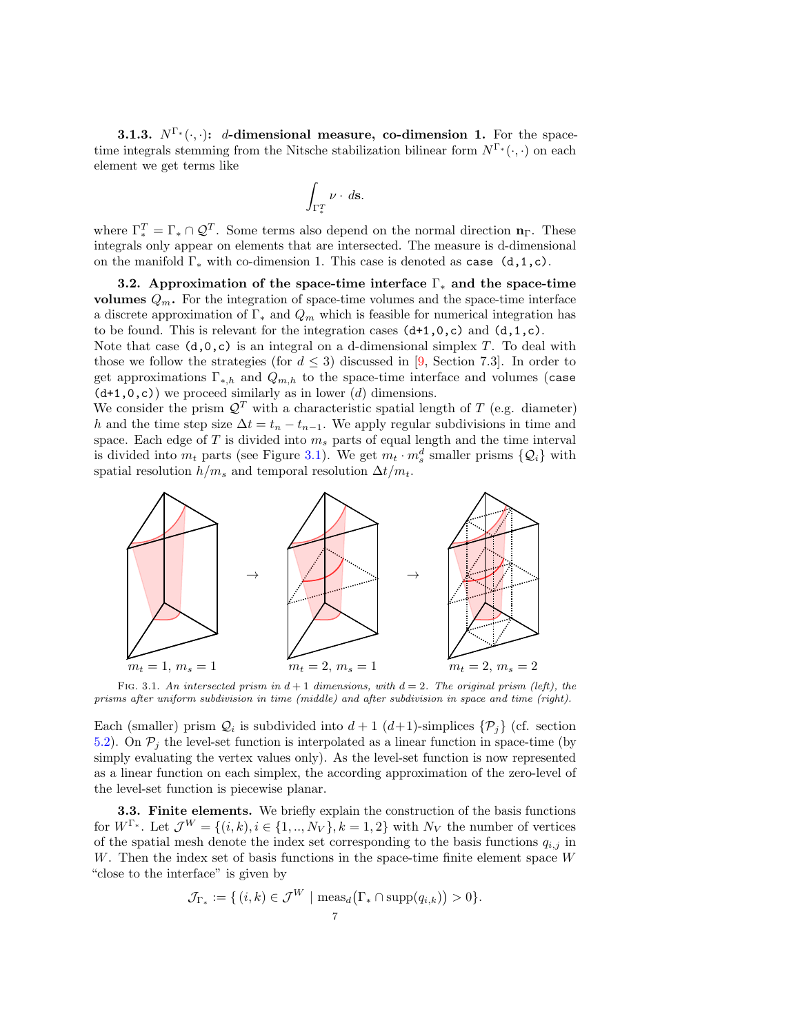**3.1.3. $N^{\Gamma_*}(\cdot,\cdot)$: $d$-dimensional measure, co-dimension 1.** For the space-time integrals stemming from the Nitsche stabilization bilinear form $N^{\Gamma_*}(\cdot,\cdot)$ on each element we get terms like

$$\int_{\Gamma_*^T} \nu \cdot d\mathbf{s}.$$

where $\Gamma_*^T = \Gamma_* \cap \mathcal{Q}^T$. Some terms also depend on the normal direction $\mathbf{n}_\Gamma$. These integrals only appear on elements that are intersected. The measure is d-dimensional on the manifold $\Gamma_*$ with co-dimension 1. This case is denoted as `case (d,1,c)`.

**3.2. Approximation of the space-time interface $\Gamma_*$ and the space-time volumes $Q_m$.** For the integration of space-time volumes and the space-time interface a discrete approximation of $\Gamma_*$ and $Q_m$ which is feasible for numerical integration has to be found. This is relevant for the integration cases `(d+1,0,c)` and `(d,1,c)`.
Note that case `(d,0,c)` is an integral on a d-dimensional simplex $T$. To deal with those we follow the strategies (for $d \leq 3$) discussed in [9, Section 7.3]. In order to get approximations $\Gamma_{*,h}$ and $Q_{m,h}$ to the space-time interface and volumes (`case (d+1,0,c)`) we proceed similarly as in lower ($d$) dimensions.
We consider the prism $\mathcal{Q}^T$ with a characteristic spatial length of $T$ (e.g. diameter) $h$ and the time step size $\Delta t = t_n - t_{n-1}$. We apply regular subdivisions in time and space. Each edge of $T$ is divided into $m_s$ parts of equal length and the time interval is divided into $m_t$ parts (see Figure 3.1). We get $m_t \cdot m_s^d$ smaller prisms $\{\mathcal{Q}_i\}$ with spatial resolution $h/m_s$ and temporal resolution $\Delta t/m_t$.

$m_t = 1,\ m_s = 1$ → $m_t = 2,\ m_s = 1$ → $m_t = 2,\ m_s = 2$

Fig. 3.1. *An intersected prism in $d+1$ dimensions, with $d = 2$. The original prism (left), the prisms after uniform subdivision in time (middle) and after subdivision in space and time (right).*

Each (smaller) prism $\mathcal{Q}_i$ is subdivided into $d+1$ $(d+1)$-simplices $\{\mathcal{P}_j\}$ (cf. section 5.2). On $\mathcal{P}_j$ the level-set function is interpolated as a linear function in space-time (by simply evaluating the vertex values only). As the level-set function is now represented as a linear function on each simplex, the according approximation of the zero-level of the level-set function is piecewise planar.

**3.3. Finite elements.** We briefly explain the construction of the basis functions for $W^{\Gamma_*}$. Let $\mathcal{J}^W = \{(i,k), i \in \{1,..,N_V\}, k = 1,2\}$ with $N_V$ the number of vertices of the spatial mesh denote the index set corresponding to the basis functions $q_{i,j}$ in $W$. Then the index set of basis functions in the space-time finite element space $W$ "close to the interface" is given by

$$\mathcal{J}_{\Gamma_*} := \{\, (i,k) \in \mathcal{J}^W \mid \text{meas}_d\big(\Gamma_* \cap \text{supp}(q_{i,k})\big) > 0\}.$$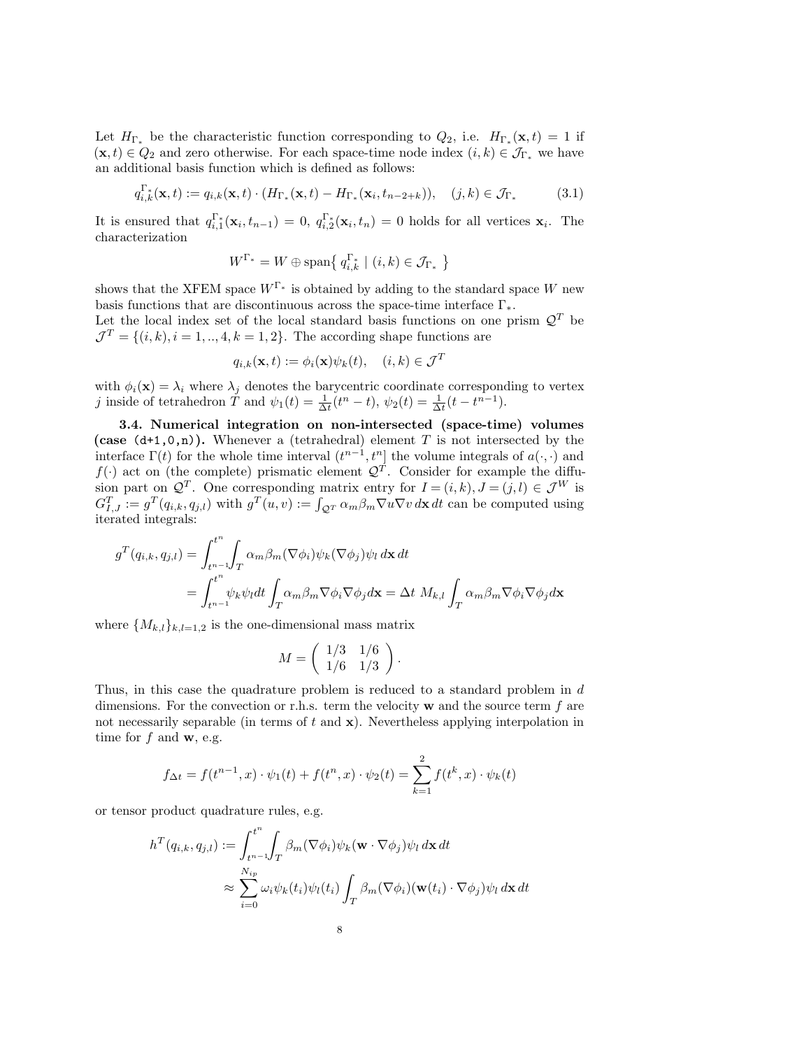Let $H_{\Gamma_*}$ be the characteristic function corresponding to $Q_2$, i.e. $H_{\Gamma_*}(\mathbf{x},t) = 1$ if $(\mathbf{x},t) \in Q_2$ and zero otherwise. For each space-time node index $(i,k) \in \mathcal{J}_{\Gamma_*}$ we have an additional basis function which is defined as follows:

$$q_{i,k}^{\Gamma_*}(\mathbf{x},t) := q_{i,k}(\mathbf{x},t) \cdot (H_{\Gamma_*}(\mathbf{x},t) - H_{\Gamma_*}(\mathbf{x}_i, t_{n-2+k})), \quad (j,k) \in \mathcal{J}_{\Gamma_*} \tag{3.1}$$

It is ensured that $q_{i,1}^{\Gamma_*}(\mathbf{x}_i, t_{n-1}) = 0$, $q_{i,2}^{\Gamma_*}(\mathbf{x}_i, t_n) = 0$ holds for all vertices $\mathbf{x}_i$. The characterization

$$W^{\Gamma_*} = W \oplus \operatorname{span}\{\, q_{i,k}^{\Gamma_*} \mid (i,k) \in \mathcal{J}_{\Gamma_*} \,\}$$

shows that the XFEM space $W^{\Gamma_*}$ is obtained by adding to the standard space $W$ new basis functions that are discontinuous across the space-time interface $\Gamma_*$.

Let the local index set of the local standard basis functions on one prism $\mathcal{Q}^T$ be $\mathcal{J}^T = \{(i,k), i = 1,..,4, k = 1,2\}$. The according shape functions are

$$q_{i,k}(\mathbf{x},t) := \phi_i(\mathbf{x})\psi_k(t), \quad (i,k) \in \mathcal{J}^T$$

with $\phi_i(\mathbf{x}) = \lambda_i$ where $\lambda_j$ denotes the barycentric coordinate corresponding to vertex $j$ inside of tetrahedron $T$ and $\psi_1(t) = \frac{1}{\Delta t}(t^n - t)$, $\psi_2(t) = \frac{1}{\Delta t}(t - t^{n-1})$.

**3.4. Numerical integration on non-intersected (space-time) volumes (case `(d+1,0,n)`).** Whenever a (tetrahedral) element $T$ is not intersected by the interface $\Gamma(t)$ for the whole time interval $(t^{n-1}, t^n]$ the volume integrals of $a(\cdot,\cdot)$ and $f(\cdot)$ act on (the complete) prismatic element $\mathcal{Q}^T$. Consider for example the diffusion part on $\mathcal{Q}^T$. One corresponding matrix entry for $I = (i,k), J = (j,l) \in \mathcal{J}^W$ is $G_{I,J}^T := g^T(q_{i,k}, q_{j,l})$ with $g^T(u,v) := \int_{\mathcal{Q}^T} \alpha_m \beta_m \nabla u \nabla v \, d\mathbf{x}\, dt$ can be computed using iterated integrals:

$$\begin{aligned}
g^T(q_{i,k}, q_{j,l}) &= \int_{t^{n-1}}^{t^n} \int_T \alpha_m \beta_m (\nabla \phi_i) \psi_k (\nabla \phi_j) \psi_l \, d\mathbf{x}\, dt \\
&= \int_{t^{n-1}}^{t^n} \psi_k \psi_l dt \int_T \alpha_m \beta_m \nabla \phi_i \nabla \phi_j d\mathbf{x} = \Delta t \; M_{k,l} \int_T \alpha_m \beta_m \nabla \phi_i \nabla \phi_j d\mathbf{x}
\end{aligned}$$

where $\{M_{k,l}\}_{k,l=1,2}$ is the one-dimensional mass matrix

$$M = \begin{pmatrix} 1/3 & 1/6 \\ 1/6 & 1/3 \end{pmatrix}.$$

Thus, in this case the quadrature problem is reduced to a standard problem in $d$ dimensions. For the convection or r.h.s. term the velocity $\mathbf{w}$ and the source term $f$ are not necessarily separable (in terms of $t$ and $\mathbf{x}$). Nevertheless applying interpolation in time for $f$ and $\mathbf{w}$, e.g.

$$f_{\Delta t} = f(t^{n-1}, x) \cdot \psi_1(t) + f(t^n, x) \cdot \psi_2(t) = \sum_{k=1}^{2} f(t^k, x) \cdot \psi_k(t)$$

or tensor product quadrature rules, e.g.

$$\begin{aligned}
h^T(q_{i,k}, q_{j,l}) &:= \int_{t^{n-1}}^{t^n} \int_T \beta_m (\nabla \phi_i) \psi_k (\mathbf{w} \cdot \nabla \phi_j) \psi_l \, d\mathbf{x}\, dt \\
&\approx \sum_{i=0}^{N_{ip}} \omega_i \psi_k(t_i) \psi_l(t_i) \int_T \beta_m (\nabla \phi_i)(\mathbf{w}(t_i) \cdot \nabla \phi_j) \psi_l \, d\mathbf{x}\, dt
\end{aligned}$$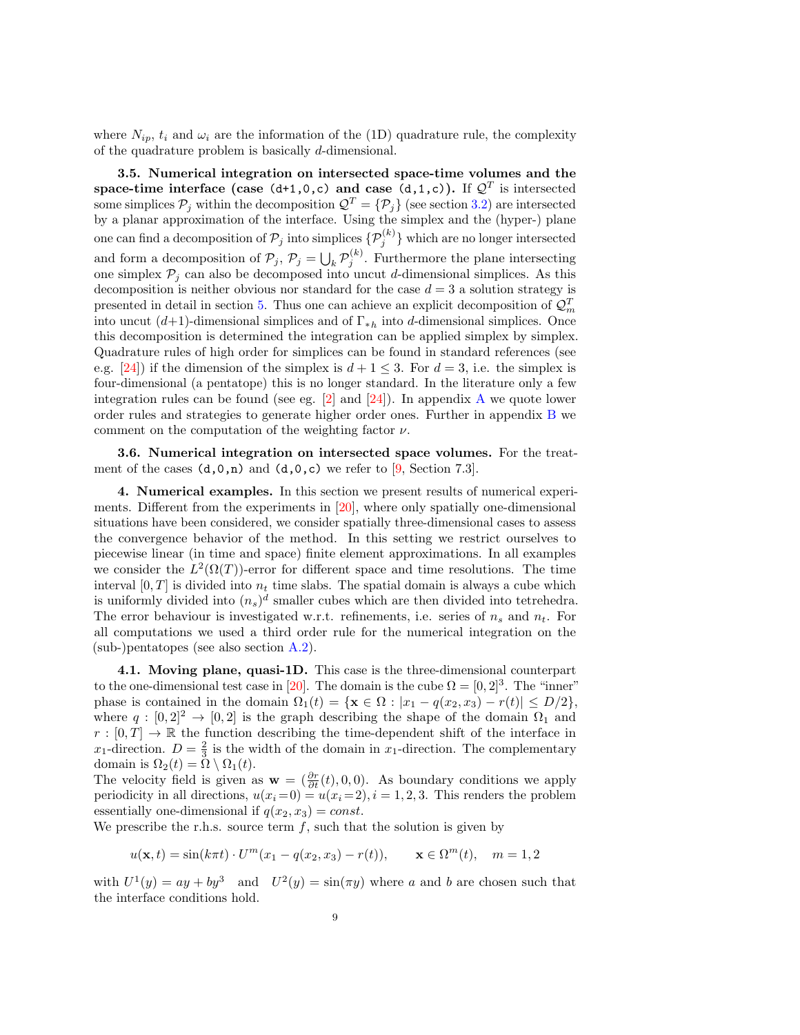where $N_{ip}$, $t_i$ and $\omega_i$ are the information of the (1D) quadrature rule, the complexity of the quadrature problem is basically $d$-dimensional.

**3.5. Numerical integration on intersected space-time volumes and the space-time interface (case `(d+1,0,c)` and case `(d,1,c)`).** If $\mathcal{Q}^T$ is intersected some simplices $\mathcal{P}_j$ within the decomposition $\mathcal{Q}^T = \{\mathcal{P}_j\}$ (see section 3.2) are intersected by a planar approximation of the interface. Using the simplex and the (hyper-) plane one can find a decomposition of $\mathcal{P}_j$ into simplices $\{\mathcal{P}_j^{(k)}\}$ which are no longer intersected and form a decomposition of $\mathcal{P}_j$, $\mathcal{P}_j = \bigcup_k \mathcal{P}_j^{(k)}$. Furthermore the plane intersecting one simplex $\mathcal{P}_j$ can also be decomposed into uncut $d$-dimensional simplices. As this decomposition is neither obvious nor standard for the case $d = 3$ a solution strategy is presented in detail in section 5. Thus one can achieve an explicit decomposition of $\mathcal{Q}_m^T$ into uncut $(d+1)$-dimensional simplices and of $\Gamma_{*h}$ into $d$-dimensional simplices. Once this decomposition is determined the integration can be applied simplex by simplex. Quadrature rules of high order for simplices can be found in standard references (see e.g. [24]) if the dimension of the simplex is $d+1 \leq 3$. For $d = 3$, i.e. the simplex is four-dimensional (a pentatope) this is no longer standard. In the literature only a few integration rules can be found (see eg. [2] and [24]). In appendix A we quote lower order rules and strategies to generate higher order ones. Further in appendix B we comment on the computation of the weighting factor $\nu$.

**3.6. Numerical integration on intersected space volumes.** For the treatment of the cases `(d,0,n)` and `(d,0,c)` we refer to [9, Section 7.3].

**4. Numerical examples.** In this section we present results of numerical experiments. Different from the experiments in [20], where only spatially one-dimensional situations have been considered, we consider spatially three-dimensional cases to assess the convergence behavior of the method. In this setting we restrict ourselves to piecewise linear (in time and space) finite element approximations. In all examples we consider the $L^2(\Omega(T))$-error for different space and time resolutions. The time interval $[0, T]$ is divided into $n_t$ time slabs. The spatial domain is always a cube which is uniformly divided into $(n_s)^d$ smaller cubes which are then divided into tetrehedra. The error behaviour is investigated w.r.t. refinements, i.e. series of $n_s$ and $n_t$. For all computations we used a third order rule for the numerical integration on the (sub-)pentatopes (see also section A.2).

**4.1. Moving plane, quasi-1D.** This case is the three-dimensional counterpart to the one-dimensional test case in [20]. The domain is the cube $\Omega = [0, 2]^3$. The "inner" phase is contained in the domain $\Omega_1(t) = \{\mathbf{x} \in \Omega : |x_1 - q(x_2, x_3) - r(t)| \leq D/2\}$, where $q : [0, 2]^2 \to [0, 2]$ is the graph describing the shape of the domain $\Omega_1$ and $r : [0, T] \to \mathbb{R}$ the function describing the time-dependent shift of the interface in $x_1$-direction. $D = \frac{2}{3}$ is the width of the domain in $x_1$-direction. The complementary domain is $\Omega_2(t) = \Omega \setminus \Omega_1(t)$.
The velocity field is given as $\mathbf{w} = (\frac{\partial r}{\partial t}(t), 0, 0)$. As boundary conditions we apply periodicity in all directions, $u(x_i\!=\!0) = u(x_i\!=\!2), i = 1, 2, 3$. This renders the problem essentially one-dimensional if $q(x_2, x_3) = const$.
We prescribe the r.h.s. source term $f$, such that the solution is given by

$$u(\mathbf{x}, t) = \sin(k\pi t) \cdot U^m(x_1 - q(x_2, x_3) - r(t)), \qquad \mathbf{x} \in \Omega^m(t), \quad m = 1, 2$$

with $U^1(y) = ay + by^3$ and $U^2(y) = \sin(\pi y)$ where $a$ and $b$ are chosen such that the interface conditions hold.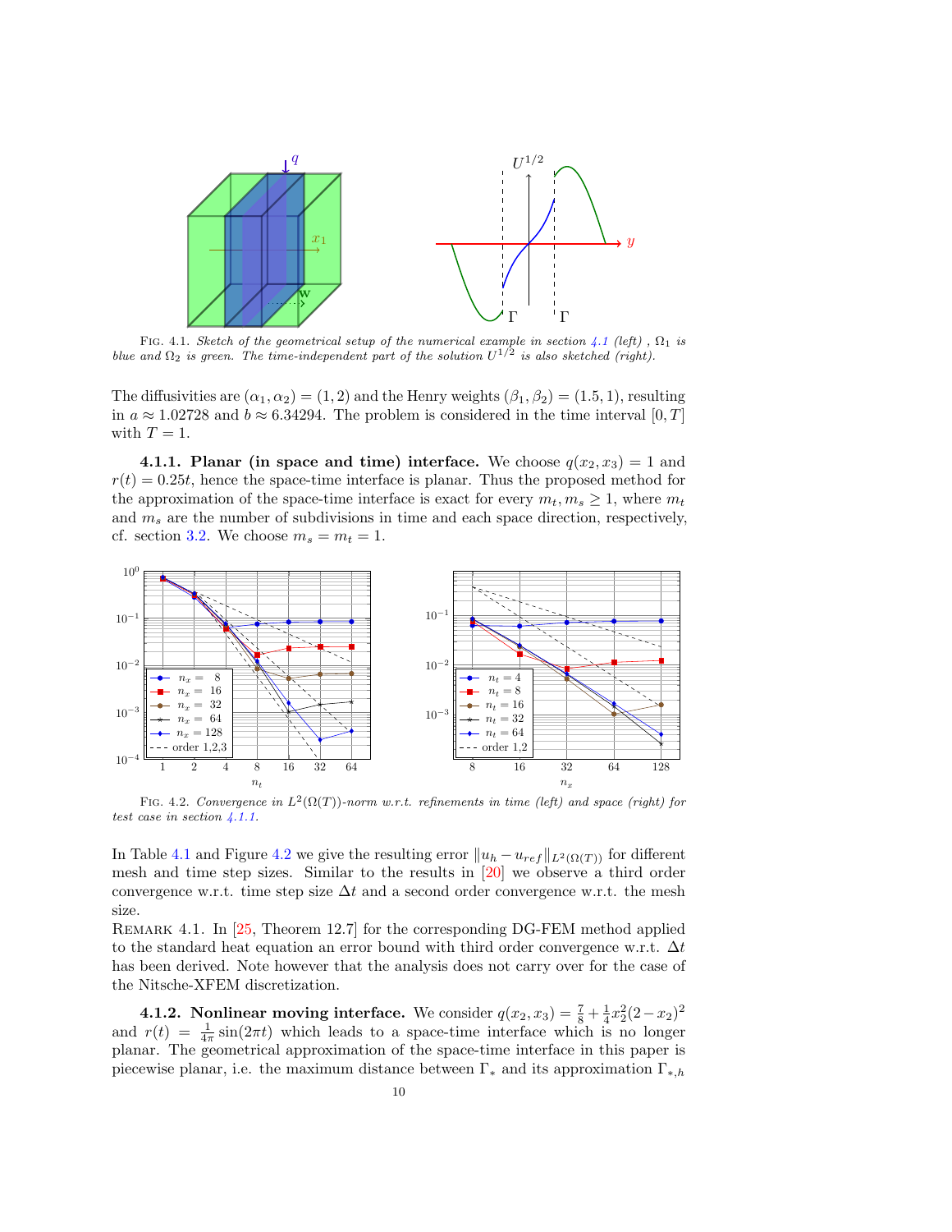FIG. 4.1. *Sketch of the geometrical setup of the numerical example in section 4.1 (left) , $\Omega_1$ is blue and $\Omega_2$ is green. The time-independent part of the solution $U^{1/2}$ is also sketched (right).*

The diffusivities are $(\alpha_1, \alpha_2) = (1, 2)$ and the Henry weights $(\beta_1, \beta_2) = (1.5, 1)$, resulting in $a \approx 1.02728$ and $b \approx 6.34294$. The problem is considered in the time interval $[0, T]$ with $T = 1$.

**4.1.1. Planar (in space and time) interface.** We choose $q(x_2, x_3) = 1$ and $r(t) = 0.25t$, hence the space-time interface is planar. Thus the proposed method for the approximation of the space-time interface is exact for every $m_t, m_s \geq 1$, where $m_t$ and $m_s$ are the number of subdivisions in time and each space direction, respectively, cf. section 3.2. We choose $m_s = m_t = 1$.

FIG. 4.2. *Convergence in $L^2(\Omega(T))$-norm w.r.t. refinements in time (left) and space (right) for test case in section 4.1.1.*

In Table 4.1 and Figure 4.2 we give the resulting error $\|u_h - u_{ref}\|_{L^2(\Omega(T))}$ for different mesh and time step sizes. Similar to the results in [20] we observe a third order convergence w.r.t. time step size $\Delta t$ and a second order convergence w.r.t. the mesh size.

REMARK 4.1. In [25, Theorem 12.7] for the corresponding DG-FEM method applied to the standard heat equation an error bound with third order convergence w.r.t. $\Delta t$ has been derived. Note however that the analysis does not carry over for the case of the Nitsche-XFEM discretization.

**4.1.2. Nonlinear moving interface.** We consider $q(x_2, x_3) = \frac{7}{8} + \frac{1}{4}x_2^2(2 - x_2)^2$ and $r(t) = \frac{1}{4\pi}\sin(2\pi t)$ which leads to a space-time interface which is no longer planar. The geometrical approximation of the space-time interface in this paper is piecewise planar, i.e. the maximum distance between $\Gamma_*$ and its approximation $\Gamma_{*,h}$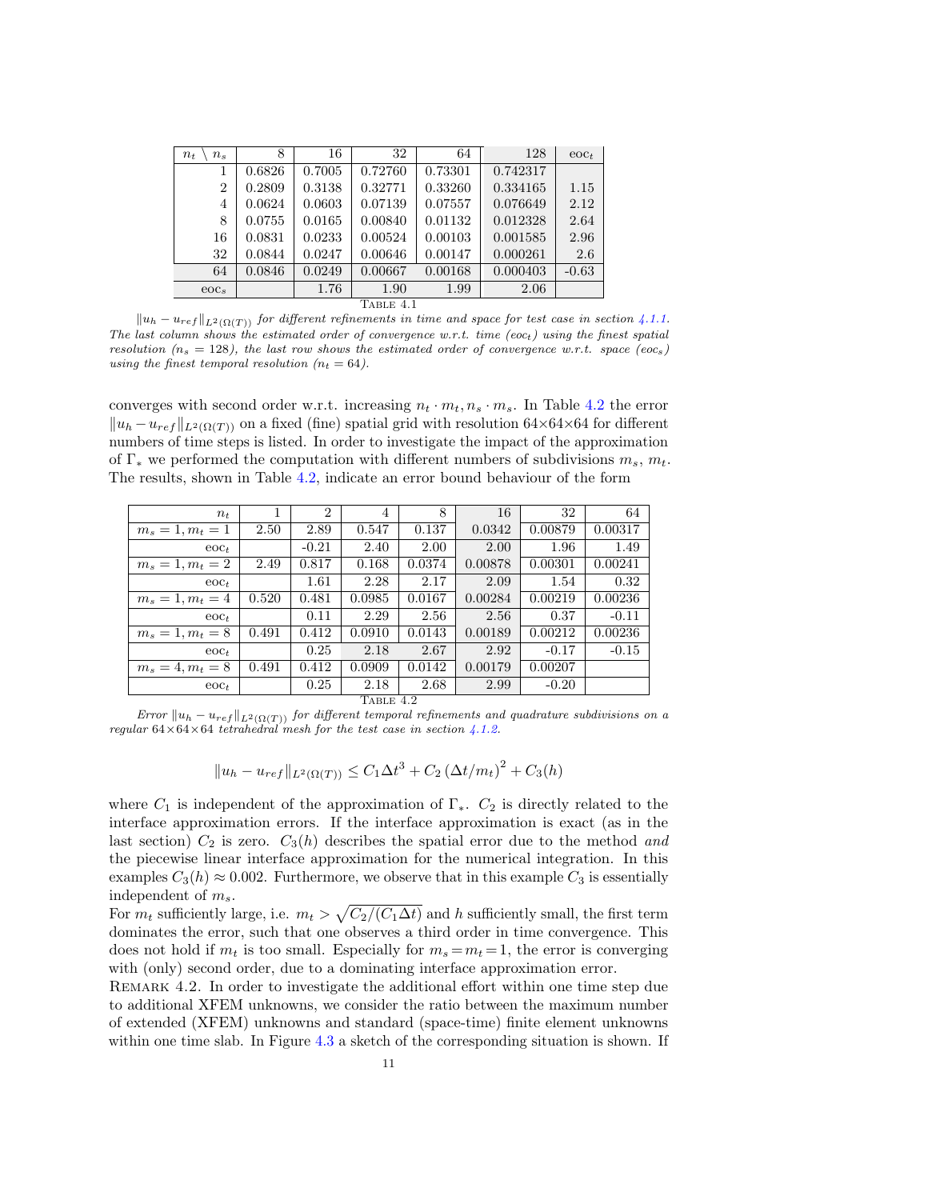| $n_t \setminus n_s$ | 8 | 16 | 32 | 64 | 128 | eoc$_t$ |
|---|---|---|---|---|---|---|
| 1 | 0.6826 | 0.7005 | 0.72760 | 0.73301 | 0.742317 | |
| 2 | 0.2809 | 0.3138 | 0.32771 | 0.33260 | 0.334165 | 1.15 |
| 4 | 0.0624 | 0.0603 | 0.07139 | 0.07557 | 0.076649 | 2.12 |
| 8 | 0.0755 | 0.0165 | 0.00840 | 0.01132 | 0.012328 | 2.64 |
| 16 | 0.0831 | 0.0233 | 0.00524 | 0.00103 | 0.001585 | 2.96 |
| 32 | 0.0844 | 0.0247 | 0.00646 | 0.00147 | 0.000261 | 2.6 |
| 64 | 0.0846 | 0.0249 | 0.00667 | 0.00168 | 0.000403 | -0.63 |
| eoc$_s$ | | 1.76 | 1.90 | 1.99 | 2.06 | |

TABLE 4.1

*$\|u_h - u_{ref}\|_{L^2(\Omega(T))}$ for different refinements in time and space for test case in section 4.1.1. The last column shows the estimated order of convergence w.r.t. time (eoc$_t$) using the finest spatial resolution ($n_s = 128$), the last row shows the estimated order of convergence w.r.t. space (eoc$_s$) using the finest temporal resolution ($n_t = 64$).*

converges with second order w.r.t. increasing $n_t \cdot m_t, n_s \cdot m_s$. In Table 4.2 the error $\|u_h - u_{ref}\|_{L^2(\Omega(T))}$ on a fixed (fine) spatial grid with resolution 64×64×64 for different numbers of time steps is listed. In order to investigate the impact of the approximation of $\Gamma_*$ we performed the computation with different numbers of subdivisions $m_s$, $m_t$. The results, shown in Table 4.2, indicate an error bound behaviour of the form

| $n_t$ | 1 | 2 | 4 | 8 | 16 | 32 | 64 |
|---|---|---|---|---|---|---|---|
| $m_s = 1, m_t = 1$ | 2.50 | 2.89 | 0.547 | 0.137 | 0.0342 | 0.00879 | 0.00317 |
| eoc$_t$ | | -0.21 | 2.40 | 2.00 | 2.00 | 1.96 | 1.49 |
| $m_s = 1, m_t = 2$ | 2.49 | 0.817 | 0.168 | 0.0374 | 0.00878 | 0.00301 | 0.00241 |
| eoc$_t$ | | 1.61 | 2.28 | 2.17 | 2.09 | 1.54 | 0.32 |
| $m_s = 1, m_t = 4$ | 0.520 | 0.481 | 0.0985 | 0.0167 | 0.00284 | 0.00219 | 0.00236 |
| eoc$_t$ | | 0.11 | 2.29 | 2.56 | 2.56 | 0.37 | -0.11 |
| $m_s = 1, m_t = 8$ | 0.491 | 0.412 | 0.0910 | 0.0143 | 0.00189 | 0.00212 | 0.00236 |
| eoc$_t$ | | 0.25 | 2.18 | 2.67 | 2.92 | -0.17 | -0.15 |
| $m_s = 4, m_t = 8$ | 0.491 | 0.412 | 0.0909 | 0.0142 | 0.00179 | 0.00207 | |
| eoc$_t$ | | 0.25 | 2.18 | 2.68 | 2.99 | -0.20 | |

TABLE 4.2

*Error $\|u_h - u_{ref}\|_{L^2(\Omega(T))}$ for different temporal refinements and quadrature subdivisions on a regular 64×64×64 tetrahedral mesh for the test case in section 4.1.2.*

$$\|u_h - u_{ref}\|_{L^2(\Omega(T))} \leq C_1 \Delta t^3 + C_2 \left(\Delta t / m_t\right)^2 + C_3(h)$$

where $C_1$ is independent of the approximation of $\Gamma_*$. $C_2$ is directly related to the interface approximation errors. If the interface approximation is exact (as in the last section) $C_2$ is zero. $C_3(h)$ describes the spatial error due to the method *and* the piecewise linear interface approximation for the numerical integration. In this examples $C_3(h) \approx 0.002$. Furthermore, we observe that in this example $C_3$ is essentially independent of $m_s$.

For $m_t$ sufficiently large, i.e. $m_t > \sqrt{C_2/(C_1 \Delta t)}$ and $h$ sufficiently small, the first term dominates the error, such that one observes a third order in time convergence. This does not hold if $m_t$ is too small. Especially for $m_s = m_t = 1$, the error is converging with (only) second order, due to a dominating interface approximation error.

REMARK 4.2. In order to investigate the additional effort within one time step due to additional XFEM unknowns, we consider the ratio between the maximum number of extended (XFEM) unknowns and standard (space-time) finite element unknowns within one time slab. In Figure 4.3 a sketch of the corresponding situation is shown. If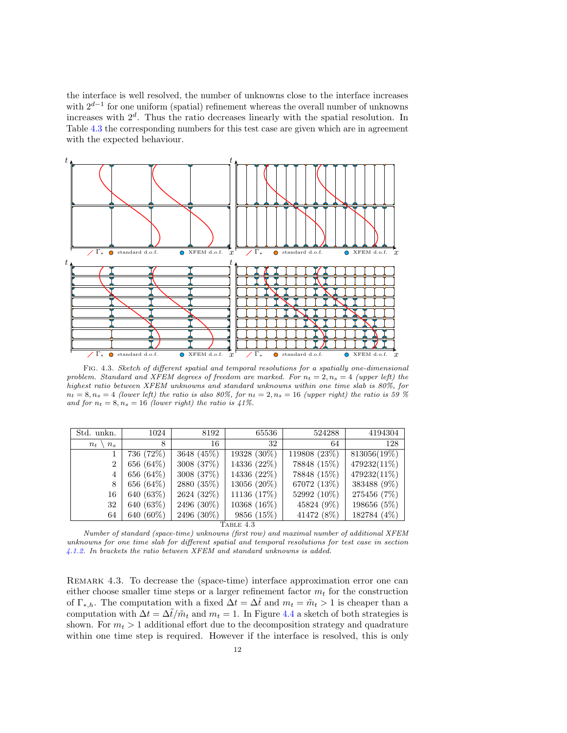the interface is well resolved, the number of unknowns close to the interface increases with $2^{d-1}$ for one uniform (spatial) refinement whereas the overall number of unknowns increases with $2^d$. Thus the ratio decreases linearly with the spatial resolution. In Table 4.3 the corresponding numbers for this test case are given which are in agreement with the expected behaviour.

FIG. 4.3. *Sketch of different spatial and temporal resolutions for a spatially one-dimensional problem. Standard and XFEM degrees of freedom are marked. For $n_t = 2, n_s = 4$ (upper left) the highest ratio between XFEM unknowns and standard unknowns within one time slab is 80%, for $n_t = 8, n_s = 4$ (lower left) the ratio is also 80%, for $n_t = 2, n_s = 16$ (upper right) the ratio is 59 % and for $n_t = 8, n_s = 16$ (lower right) the ratio is 41%.*

| Std. unkn. | 1024 | 8192 | 65536 | 524288 | 4194304 |
|---|---|---|---|---|---|
| $n_t \setminus n_s$ | 8 | 16 | 32 | 64 | 128 |
| 1 | 736 (72%) | 3648 (45%) | 19328 (30%) | 119808 (23%) | 813056(19%) |
| 2 | 656 (64%) | 3008 (37%) | 14336 (22%) | 78848 (15%) | 479232(11%) |
| 4 | 656 (64%) | 3008 (37%) | 14336 (22%) | 78848 (15%) | 479232(11%) |
| 8 | 656 (64%) | 2880 (35%) | 13056 (20%) | 67072 (13%) | 383488 (9%) |
| 16 | 640 (63%) | 2624 (32%) | 11136 (17%) | 52992 (10%) | 275456 (7%) |
| 32 | 640 (63%) | 2496 (30%) | 10368 (16%) | 45824 (9%) | 198656 (5%) |
| 64 | 640 (60%) | 2496 (30%) | 9856 (15%) | 41472 (8%) | 182784 (4%) |

TABLE 4.3

*Number of standard (space-time) unknowns (first row) and maximal number of additional XFEM unknowns for one time slab for different spatial and temporal resolutions for test case in section 4.1.2. In brackets the ratio between XFEM and standard unknowns is added.*

REMARK 4.3. To decrease the (space-time) interface approximation error one can either choose smaller time steps or a larger refinement factor $m_t$ for the construction of $\Gamma_{*,h}$. The computation with a fixed $\Delta t = \Delta\tilde{t}$ and $m_t = \tilde{m}_t > 1$ is cheaper than a computation with $\Delta t = \Delta\tilde{t}/\tilde{m}_t$ and $m_t = 1$. In Figure 4.4 a sketch of both strategies is shown. For $m_t > 1$ additional effort due to the decomposition strategy and quadrature within one time step is required. However if the interface is resolved, this is only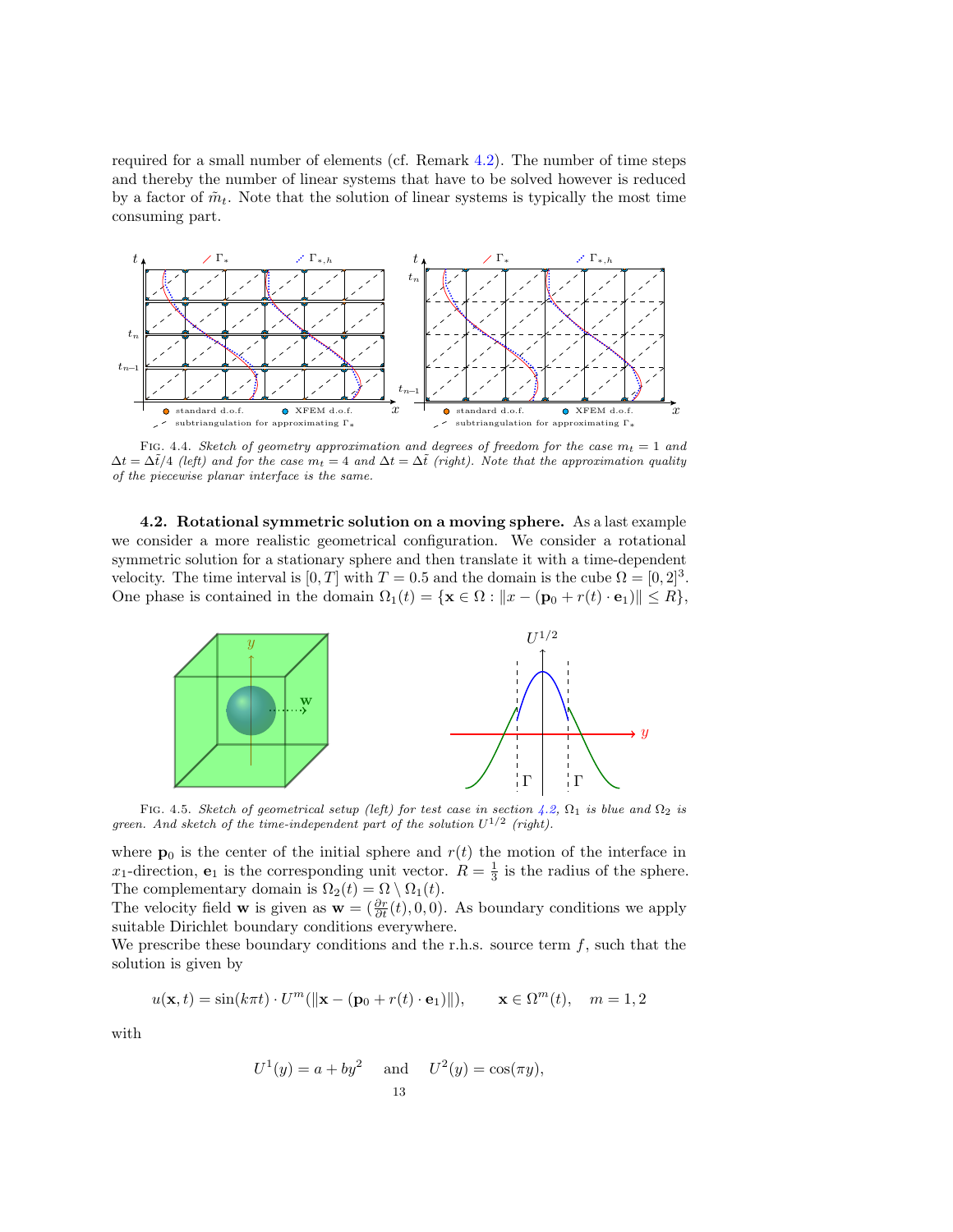required for a small number of elements (cf. Remark 4.2). The number of time steps and thereby the number of linear systems that have to be solved however is reduced by a factor of $\tilde{m}_t$. Note that the solution of linear systems is typically the most time consuming part.

FIG. 4.4. *Sketch of geometry approximation and degrees of freedom for the case $m_t = 1$ and $\Delta t = \Delta\tilde{t}/4$ (left) and for the case $m_t = 4$ and $\Delta t = \Delta\tilde{t}$ (right). Note that the approximation quality of the piecewise planar interface is the same.*

### 4.2. Rotational symmetric solution on a moving sphere.

As a last example we consider a more realistic geometrical configuration. We consider a rotational symmetric solution for a stationary sphere and then translate it with a time-dependent velocity. The time interval is $[0, T]$ with $T = 0.5$ and the domain is the cube $\Omega = [0, 2]^3$. One phase is contained in the domain $\Omega_1(t) = \{\mathbf{x} \in \Omega : \|x - (\mathbf{p}_0 + r(t) \cdot \mathbf{e}_1)\| \leq R\}$,

FIG. 4.5. *Sketch of geometrical setup (left) for test case in section 4.2, $\Omega_1$ is blue and $\Omega_2$ is green. And sketch of the time-independent part of the solution $U^{1/2}$ (right).*

where $\mathbf{p}_0$ is the center of the initial sphere and $r(t)$ the motion of the interface in $x_1$-direction, $\mathbf{e}_1$ is the corresponding unit vector. $R = \frac{1}{3}$ is the radius of the sphere. The complementary domain is $\Omega_2(t) = \Omega \setminus \Omega_1(t)$.
The velocity field $\mathbf{w}$ is given as $\mathbf{w} = (\frac{\partial r}{\partial t}(t), 0, 0)$. As boundary conditions we apply suitable Dirichlet boundary conditions everywhere.
We prescribe these boundary conditions and the r.h.s. source term $f$, such that the solution is given by

$$u(\mathbf{x}, t) = \sin(k\pi t) \cdot U^m(\|\mathbf{x} - (\mathbf{p}_0 + r(t) \cdot \mathbf{e}_1)\|), \qquad \mathbf{x} \in \Omega^m(t), \quad m = 1, 2$$

with

$$U^1(y) = a + by^2 \quad \text{ and } \quad U^2(y) = \cos(\pi y),$$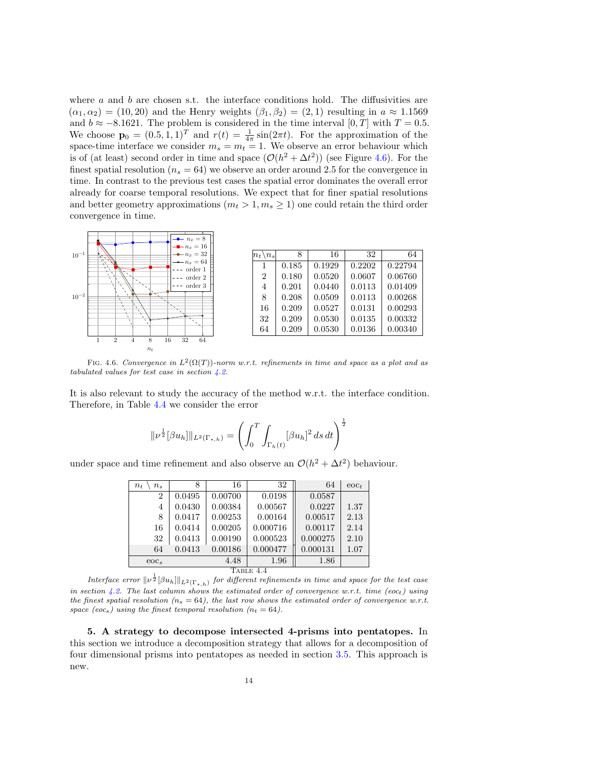where $a$ and $b$ are chosen s.t. the interface conditions hold. The diffusivities are $(\alpha_1, \alpha_2) = (10, 20)$ and the Henry weights $(\beta_1, \beta_2) = (2, 1)$ resulting in $a \approx 1.1569$ and $b \approx -8.1621$. The problem is considered in the time interval $[0, T]$ with $T = 0.5$. We choose $\mathbf{p}_0 = (0.5, 1, 1)^T$ and $r(t) = \frac{1}{4\pi} \sin(2\pi t)$. For the approximation of the space-time interface we consider $m_s = m_t = 1$. We observe an error behaviour which is of (at least) second order in time and space ($\mathcal{O}(h^2 + \Delta t^2)$) (see Figure 4.6). For the finest spatial resolution ($n_s = 64$) we observe an order around 2.5 for the convergence in time. In contrast to the previous test cases the spatial error dominates the overall error already for coarse temporal resolutions. We expect that for finer spatial resolutions and better geometry approximations ($m_t > 1, m_s \geq 1$) one could retain the third order convergence in time.

| $n_t \backslash n_s$ | 8 | 16 | 32 | 64 |
|---|---|---|---|---|
| 1 | 0.185 | 0.1929 | 0.2202 | 0.22794 |
| 2 | 0.180 | 0.0520 | 0.0607 | 0.06760 |
| 4 | 0.201 | 0.0440 | 0.0113 | 0.01409 |
| 8 | 0.208 | 0.0509 | 0.0113 | 0.00268 |
| 16 | 0.209 | 0.0527 | 0.0131 | 0.00293 |
| 32 | 0.209 | 0.0530 | 0.0135 | 0.00332 |
| 64 | 0.209 | 0.0530 | 0.0136 | 0.00340 |

Fig. 4.6. *Convergence in $L^2(\Omega(T))$-norm w.r.t. refinements in time and space as a plot and as tabulated values for test case in section 4.2.*

It is also relevant to study the accuracy of the method w.r.t. the interface condition. Therefore, in Table 4.4 we consider the error

$$\|\nu^{\frac{1}{2}}[\beta u_h]\|_{L^2(\Gamma_{*,h})} = \left( \int_0^T \int_{\Gamma_h(t)} [\beta u_h]^2 \, ds \, dt \right)^{\frac{1}{2}}$$

under space and time refinement and also observe an $\mathcal{O}(h^2 + \Delta t^2)$ behaviour.

| $n_t \setminus n_s$ | 8 | 16 | 32 | 64 | eoc$_t$ |
|---|---|---|---|---|---|
| 2 | 0.0495 | 0.00700 | 0.0198 | 0.0587 | |
| 4 | 0.0430 | 0.00384 | 0.00567 | 0.0227 | 1.37 |
| 8 | 0.0417 | 0.00253 | 0.00164 | 0.00517 | 2.13 |
| 16 | 0.0414 | 0.00205 | 0.000716 | 0.00117 | 2.14 |
| 32 | 0.0413 | 0.00190 | 0.000523 | 0.000275 | 2.10 |
| 64 | 0.0413 | 0.00186 | 0.000477 | 0.000131 | 1.07 |
| eoc$_s$ | | 4.48 | 1.96 | 1.86 | |

Table 4.4

*Interface error $\|\nu^{\frac{1}{2}}[\beta u_h]\|_{L^2(\Gamma_{*,h})}$ for different refinements in time and space for the test case in section 4.2. The last column shows the estimated order of convergence w.r.t. time (eoc$_t$) using the finest spatial resolution ($n_s = 64$), the last row shows the estimated order of convergence w.r.t. space (eoc$_s$) using the finest temporal resolution ($n_t = 64$).*

## 5. A strategy to decompose intersected 4-prisms into pentatopes.

In this section we introduce a decomposition strategy that allows for a decomposition of four dimensional prisms into pentatopes as needed in section 3.5. This approach is new.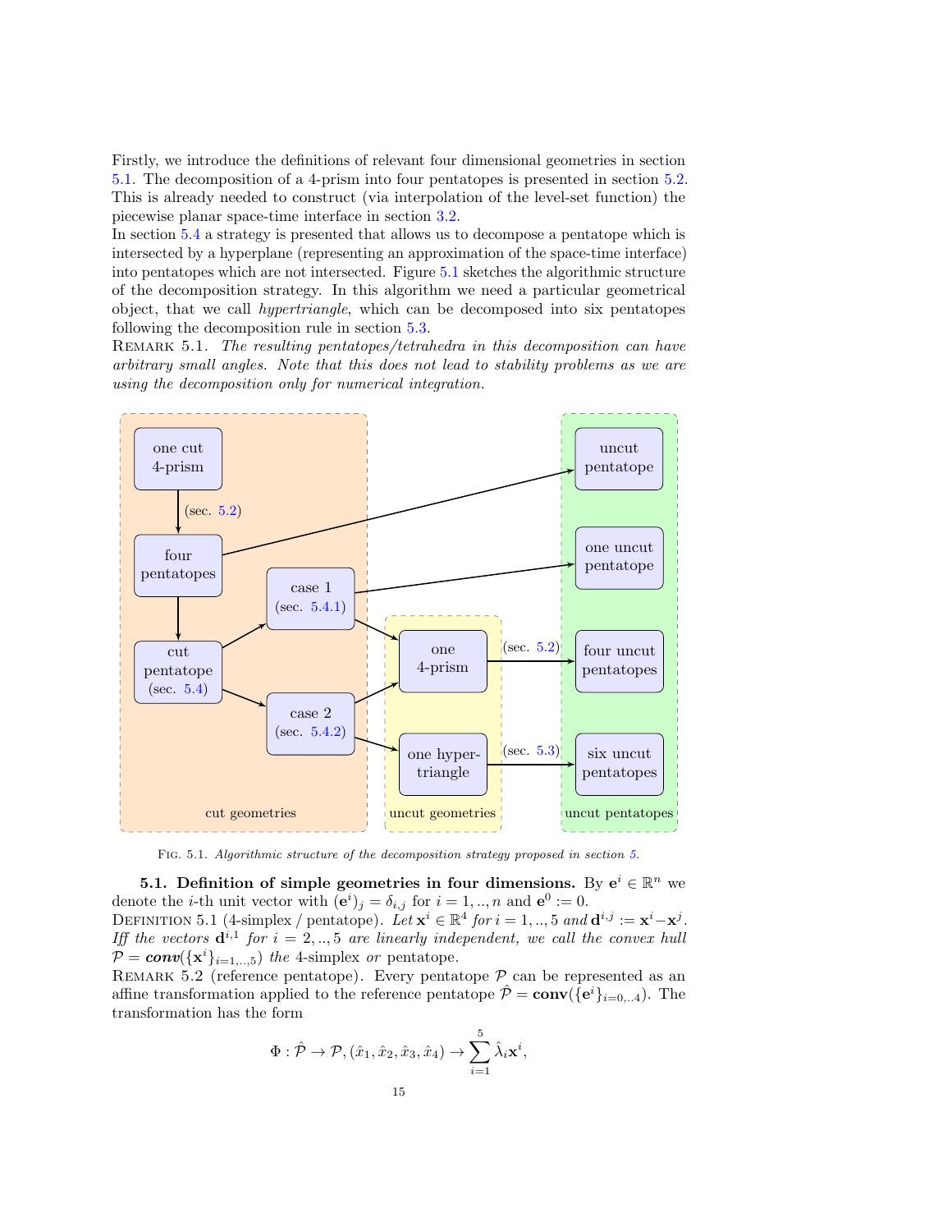Firstly, we introduce the definitions of relevant four dimensional geometries in section 5.1. The decomposition of a 4-prism into four pentatopes is presented in section 5.2. This is already needed to construct (via interpolation of the level-set function) the piecewise planar space-time interface in section 3.2.

In section 5.4 a strategy is presented that allows us to decompose a pentatope which is intersected by a hyperplane (representing an approximation of the space-time interface) into pentatopes which are not intersected. Figure 5.1 sketches the algorithmic structure of the decomposition strategy. In this algorithm we need a particular geometrical object, that we call *hypertriangle*, which can be decomposed into six pentatopes following the decomposition rule in section 5.3.

REMARK 5.1. *The resulting pentatopes/tetrahedra in this decomposition can have arbitrary small angles. Note that this does not lead to stability problems as we are using the decomposition only for numerical integration.*

FIG. 5.1. *Algorithmic structure of the decomposition strategy proposed in section 5.*

### 5.1. Definition of simple geometries in four dimensions.

By $\mathbf{e}^i \in \mathbb{R}^n$ we denote the $i$-th unit vector with $(\mathbf{e}^i)_j = \delta_{i,j}$ for $i = 1, .., n$ and $\mathbf{e}^0 := 0$.

DEFINITION 5.1 (4-simplex / pentatope). *Let $\mathbf{x}^i \in \mathbb{R}^4$ for $i = 1, .., 5$ and $\mathbf{d}^{i,j} := \mathbf{x}^i - \mathbf{x}^j$. Iff the vectors $\mathbf{d}^{i,1}$ for $i = 2, .., 5$ are linearly independent, we call the convex hull $\mathcal{P} = \textbf{conv}(\{\mathbf{x}^i\}_{i=1,..,5})$ the* 4-simplex *or* pentatope.

REMARK 5.2 (reference pentatope). Every pentatope $\mathcal{P}$ can be represented as an affine transformation applied to the reference pentatope $\hat{\mathcal{P}} = \textbf{conv}(\{\mathbf{e}^i\}_{i=0,..4})$. The transformation has the form

$$\Phi : \hat{\mathcal{P}} \to \mathcal{P}, (\hat{x}_1, \hat{x}_2, \hat{x}_3, \hat{x}_4) \to \sum_{i=1}^{5} \hat{\lambda}_i \mathbf{x}^i,$$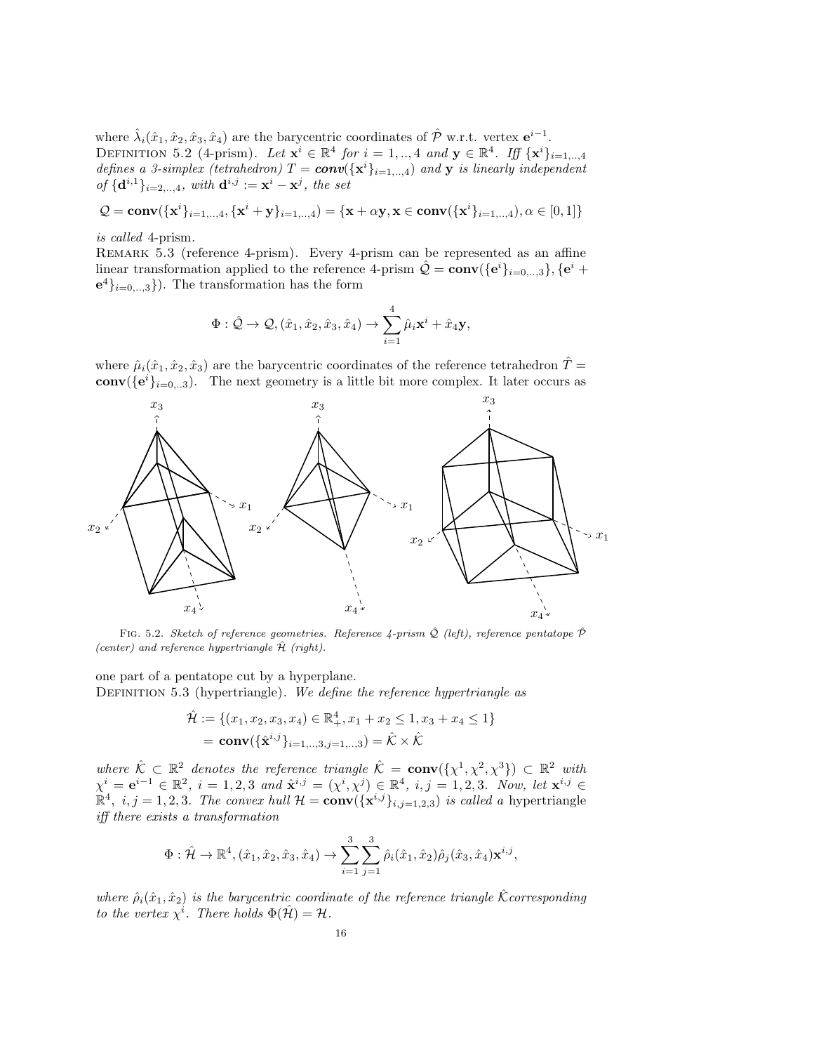where $\hat{\lambda}_i(\hat{x}_1, \hat{x}_2, \hat{x}_3, \hat{x}_4)$ are the barycentric coordinates of $\hat{\mathcal{P}}$ w.r.t. vertex $\mathbf{e}^{i-1}$.

Definition 5.2 (4-prism). *Let $\mathbf{x}^i \in \mathbb{R}^4$ for $i = 1,..,4$ and $\mathbf{y} \in \mathbb{R}^4$. Iff $\{\mathbf{x}^i\}_{i=1,..,4}$ defines a 3-simplex (tetrahedron) $T = \textbf{conv}(\{\mathbf{x}^i\}_{i=1,..,4})$ and $\mathbf{y}$ is linearly independent of $\{\mathbf{d}^{i,1}\}_{i=2,..,4}$, with $\mathbf{d}^{i,j} := \mathbf{x}^i - \mathbf{x}^j$, the set*

$$\mathcal{Q} = \mathbf{conv}(\{\mathbf{x}^i\}_{i=1,..,4}, \{\mathbf{x}^i + \mathbf{y}\}_{i=1,..,4}) = \{\mathbf{x} + \alpha\mathbf{y}, \mathbf{x} \in \mathbf{conv}(\{\mathbf{x}^i\}_{i=1,..,4}), \alpha \in [0,1]\}$$

*is called* 4-prism.

Remark 5.3 (reference 4-prism). Every 4-prism can be represented as an affine linear transformation applied to the reference 4-prism $\hat{\mathcal{Q}} = \mathbf{conv}(\{\mathbf{e}^i\}_{i=0,..,3}\}, \{\mathbf{e}^i + \mathbf{e}^4\}_{i=0,..,3}\})$. The transformation has the form

$$\Phi : \hat{\mathcal{Q}} \to \mathcal{Q}, (\hat{x}_1, \hat{x}_2, \hat{x}_3, \hat{x}_4) \to \sum_{i=1}^{4} \hat{\mu}_i \mathbf{x}^i + \hat{x}_4 \mathbf{y},$$

where $\hat{\mu}_i(\hat{x}_1, \hat{x}_2, \hat{x}_3)$ are the barycentric coordinates of the reference tetrahedron $\hat{T} = \mathbf{conv}(\{\mathbf{e}^i\}_{i=0,..3})$. The next geometry is a little bit more complex. It later occurs as one part of a pentatope cut by a hyperplane.

Fig. 5.2. *Sketch of reference geometries. Reference 4-prism $\hat{\mathcal{Q}}$ (left), reference pentatope $\hat{\mathcal{P}}$ (center) and reference hypertriangle $\hat{\mathcal{H}}$ (right).*

Definition 5.3 (hypertriangle). *We define the reference hypertriangle as*

$$\begin{aligned}\hat{\mathcal{H}} &:= \{(x_1, x_2, x_3, x_4) \in \mathbb{R}^4_+, x_1 + x_2 \le 1, x_3 + x_4 \le 1\} \\ &= \mathbf{conv}(\{\hat{\mathbf{x}}^{i,j}\}_{i=1,..,3,j=1,..,3}) = \hat{\mathcal{K}} \times \hat{\mathcal{K}}\end{aligned}$$

*where $\hat{\mathcal{K}} \subset \mathbb{R}^2$ denotes the reference triangle $\hat{\mathcal{K}} = \mathbf{conv}(\{\chi^1, \chi^2, \chi^3\}) \subset \mathbb{R}^2$ with $\chi^i = \mathbf{e}^{i-1} \in \mathbb{R}^2$, $i = 1, 2, 3$ and $\hat{\mathbf{x}}^{i,j} = (\chi^i, \chi^j) \in \mathbb{R}^4$, $i, j = 1, 2, 3$. Now, let $\mathbf{x}^{i,j} \in \mathbb{R}^4$, $i, j = 1, 2, 3$. The convex hull $\mathcal{H} = \mathbf{conv}(\{\mathbf{x}^{i,j}\}_{i,j=1,2,3})$ is called a* hypertriangle *iff there exists a transformation*

$$\Phi : \hat{\mathcal{H}} \to \mathbb{R}^4, (\hat{x}_1, \hat{x}_2, \hat{x}_3, \hat{x}_4) \to \sum_{i=1}^{3} \sum_{j=1}^{3} \hat{\rho}_i(\hat{x}_1, \hat{x}_2) \hat{\rho}_j(\hat{x}_3, \hat{x}_4) \mathbf{x}^{i,j},$$

*where $\hat{\rho}_i(\hat{x}_1, \hat{x}_2)$ is the barycentric coordinate of the reference triangle $\hat{\mathcal{K}}$corresponding to the vertex $\chi^i$. There holds $\Phi(\hat{\mathcal{H}}) = \mathcal{H}$.*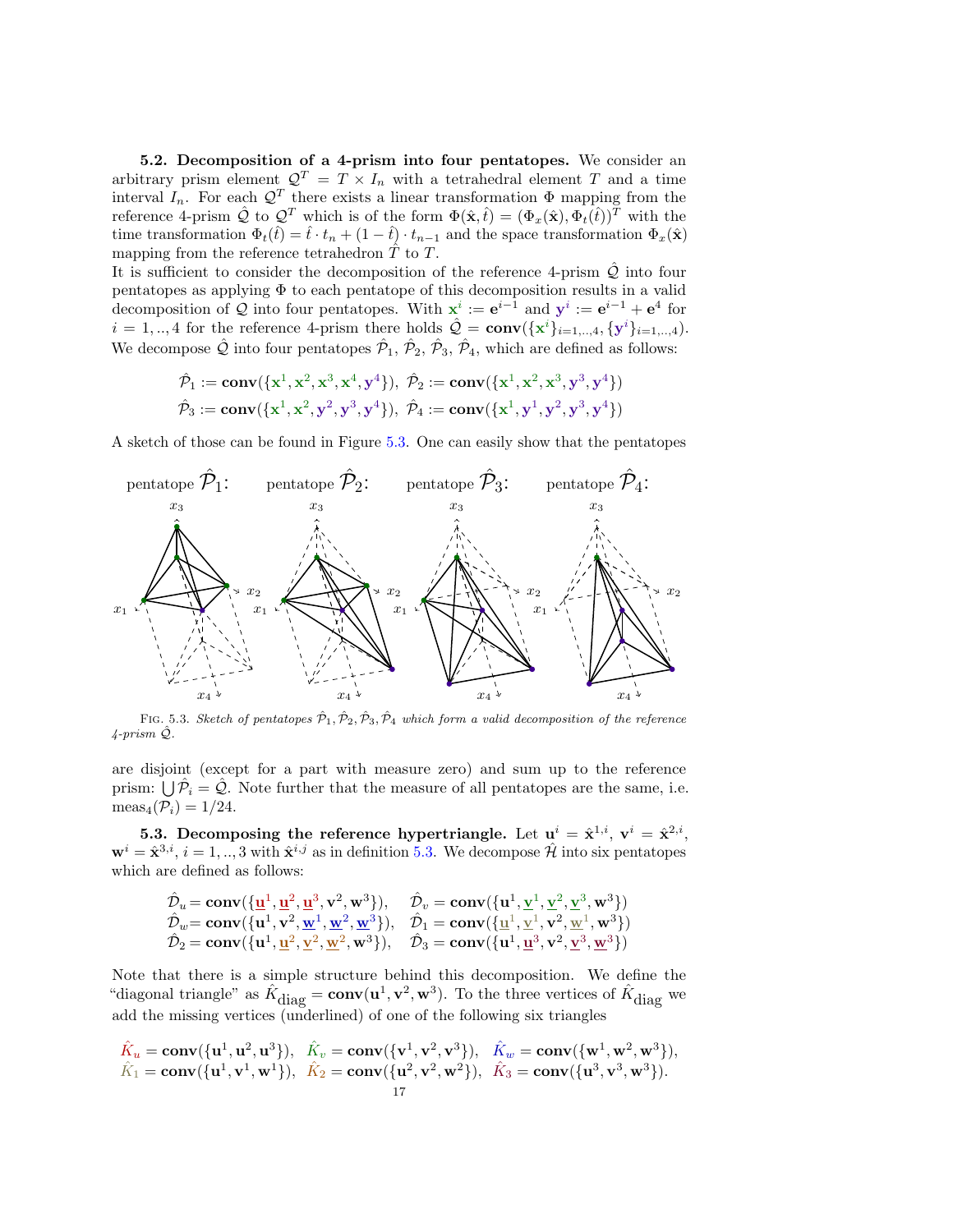**5.2. Decomposition of a 4-prism into four pentatopes.** We consider an arbitrary prism element $\mathcal{Q}^T = T \times I_n$ with a tetrahedral element $T$ and a time interval $I_n$. For each $\mathcal{Q}^T$ there exists a linear transformation $\Phi$ mapping from the reference 4-prism $\hat{\mathcal{Q}}$ to $\mathcal{Q}^T$ which is of the form $\Phi(\hat{\mathbf{x}}, \hat{t}) = (\Phi_x(\hat{\mathbf{x}}), \Phi_t(\hat{t}))^T$ with the time transformation $\Phi_t(\hat{t}) = \hat{t} \cdot t_n + (1 - \hat{t}) \cdot t_{n-1}$ and the space transformation $\Phi_x(\hat{\mathbf{x}})$ mapping from the reference tetrahedron $\hat{T}$ to $T$.
It is sufficient to consider the decomposition of the reference 4-prism $\hat{\mathcal{Q}}$ into four pentatopes as applying $\Phi$ to each pentatope of this decomposition results in a valid decomposition of $\mathcal{Q}$ into four pentatopes. With $\mathbf{x}^i := \mathbf{e}^{i-1}$ and $\mathbf{y}^i := \mathbf{e}^{i-1} + \mathbf{e}^4$ for $i = 1, .., 4$ for the reference 4-prism there holds $\hat{\mathcal{Q}} = \mathbf{conv}(\{\mathbf{x}^i\}_{i=1,..,4}, \{\mathbf{y}^i\}_{i=1,..,4})$. We decompose $\hat{\mathcal{Q}}$ into four pentatopes $\hat{\mathcal{P}}_1$, $\hat{\mathcal{P}}_2$, $\hat{\mathcal{P}}_3$, $\hat{\mathcal{P}}_4$, which are defined as follows:

$$\hat{\mathcal{P}}_1 := \mathbf{conv}(\{\mathbf{x}^1, \mathbf{x}^2, \mathbf{x}^3, \mathbf{x}^4, \mathbf{y}^4\}),\ \hat{\mathcal{P}}_2 := \mathbf{conv}(\{\mathbf{x}^1, \mathbf{x}^2, \mathbf{x}^3, \mathbf{y}^3, \mathbf{y}^4\})$$
$$\hat{\mathcal{P}}_3 := \mathbf{conv}(\{\mathbf{x}^1, \mathbf{x}^2, \mathbf{y}^2, \mathbf{y}^3, \mathbf{y}^4\}),\ \hat{\mathcal{P}}_4 := \mathbf{conv}(\{\mathbf{x}^1, \mathbf{y}^1, \mathbf{y}^2, \mathbf{y}^3, \mathbf{y}^4\})$$

A sketch of those can be found in Figure 5.3. One can easily show that the pentatopes

Fig. 5.3. *Sketch of pentatopes $\hat{\mathcal{P}}_1, \hat{\mathcal{P}}_2, \hat{\mathcal{P}}_3, \hat{\mathcal{P}}_4$ which form a valid decomposition of the reference 4-prism $\hat{\mathcal{Q}}$.*

are disjoint (except for a part with measure zero) and sum up to the reference prism: $\bigcup \hat{\mathcal{P}}_i = \hat{\mathcal{Q}}$. Note further that the measure of all pentatopes are the same, i.e. $\text{meas}_4(\mathcal{P}_i) = 1/24$.

**5.3. Decomposing the reference hypertriangle.** Let $\mathbf{u}^i = \hat{\mathbf{x}}^{1,i}$, $\mathbf{v}^i = \hat{\mathbf{x}}^{2,i}$, $\mathbf{w}^i = \hat{\mathbf{x}}^{3,i}$, $i = 1, .., 3$ with $\hat{\mathbf{x}}^{i,j}$ as in definition 5.3. We decompose $\hat{\mathcal{H}}$ into six pentatopes which are defined as follows:

$$\hat{\mathcal{D}}_u = \mathbf{conv}(\{\underline{\mathbf{u}}^1, \underline{\mathbf{u}}^2, \underline{\mathbf{u}}^3, \mathbf{v}^2, \mathbf{w}^3\}), \quad \hat{\mathcal{D}}_v = \mathbf{conv}(\{\mathbf{u}^1, \underline{\mathbf{v}}^1, \underline{\mathbf{v}}^2, \underline{\mathbf{v}}^3, \mathbf{w}^3\})$$
$$\hat{\mathcal{D}}_w = \mathbf{conv}(\{\mathbf{u}^1, \mathbf{v}^2, \underline{\mathbf{w}}^1, \underline{\mathbf{w}}^2, \underline{\mathbf{w}}^3\}), \quad \hat{\mathcal{D}}_1 = \mathbf{conv}(\{\underline{\mathbf{u}}^1, \underline{\mathbf{v}}^1, \mathbf{v}^2, \underline{\mathbf{w}}^1, \mathbf{w}^3\})$$
$$\hat{\mathcal{D}}_2 = \mathbf{conv}(\{\mathbf{u}^1, \underline{\mathbf{u}}^2, \underline{\mathbf{v}}^2, \underline{\mathbf{w}}^2, \mathbf{w}^3\}), \quad \hat{\mathcal{D}}_3 = \mathbf{conv}(\{\mathbf{u}^1, \underline{\mathbf{u}}^3, \mathbf{v}^2, \underline{\mathbf{v}}^3, \underline{\mathbf{w}}^3\})$$

Note that there is a simple structure behind this decomposition. We define the "diagonal triangle" as $\hat{K}_{\text{diag}} = \mathbf{conv}(\mathbf{u}^1, \mathbf{v}^2, \mathbf{w}^3)$. To the three vertices of $\hat{K}_{\text{diag}}$ we add the missing vertices (underlined) of one of the following six triangles

$$\hat{K}_u = \mathbf{conv}(\{\mathbf{u}^1, \mathbf{u}^2, \mathbf{u}^3\}),\ \ \hat{K}_v = \mathbf{conv}(\{\mathbf{v}^1, \mathbf{v}^2, \mathbf{v}^3\}),\ \ \hat{K}_w = \mathbf{conv}(\{\mathbf{w}^1, \mathbf{w}^2, \mathbf{w}^3\}),$$
$$\hat{K}_1 = \mathbf{conv}(\{\mathbf{u}^1, \mathbf{v}^1, \mathbf{w}^1\}),\ \ \hat{K}_2 = \mathbf{conv}(\{\mathbf{u}^2, \mathbf{v}^2, \mathbf{w}^2\}),\ \ \hat{K}_3 = \mathbf{conv}(\{\mathbf{u}^3, \mathbf{v}^3, \mathbf{w}^3\}).$$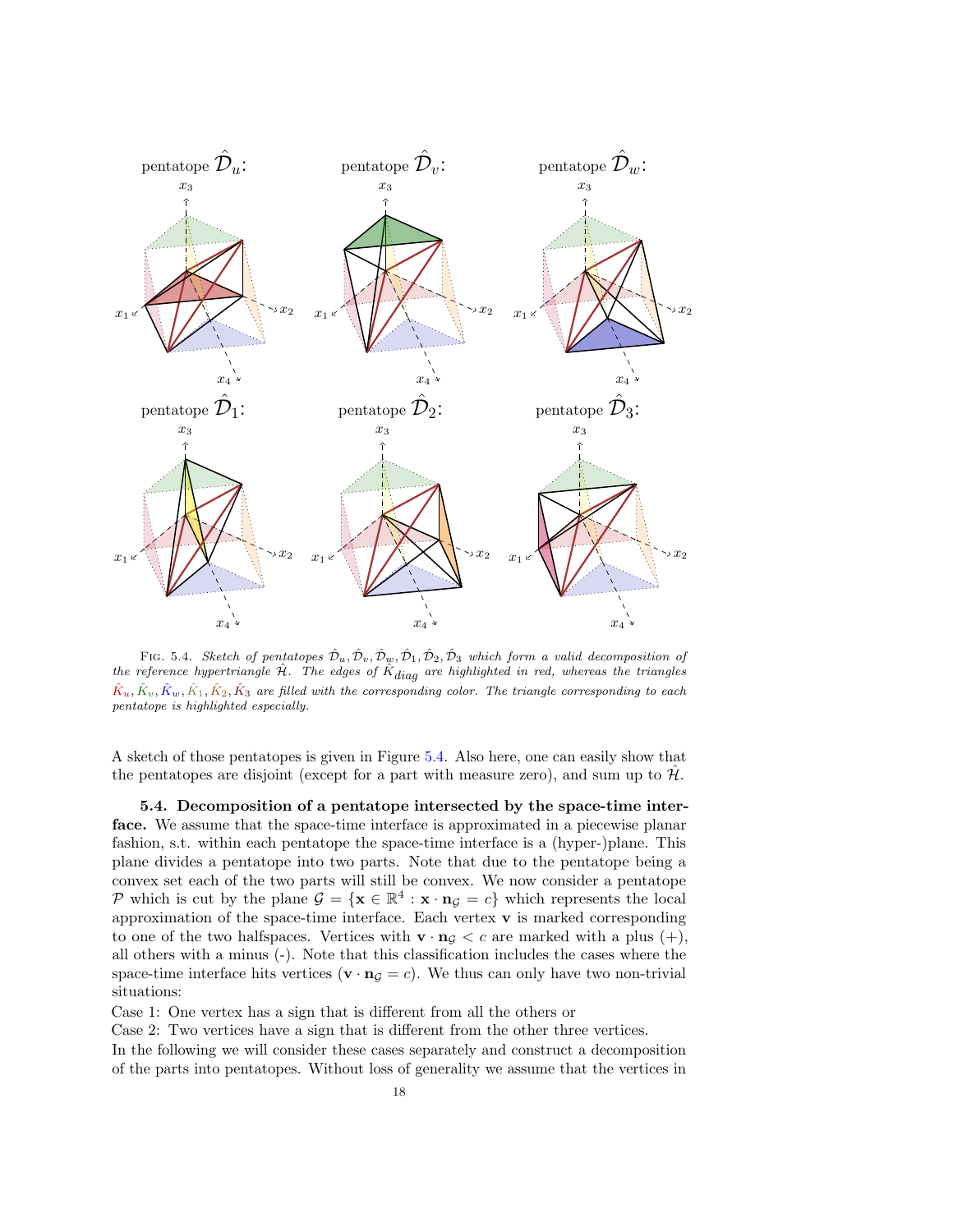FIG. 5.4. *Sketch of pentatopes $\hat{\mathcal{D}}_u, \hat{\mathcal{D}}_v, \hat{\mathcal{D}}_w, \hat{\mathcal{D}}_1, \hat{\mathcal{D}}_2, \hat{\mathcal{D}}_3$ which form a valid decomposition of the reference hypertriangle $\hat{\mathcal{H}}$. The edges of $\hat{K}_{diag}$ are highlighted in red, whereas the triangles $\hat{K}_u, \hat{K}_v, \hat{K}_w, \hat{K}_1, \hat{K}_2, \hat{K}_3$ are filled with the corresponding color. The triangle corresponding to each pentatope is highlighted especially.*

A sketch of those pentatopes is given in Figure 5.4. Also here, one can easily show that the pentatopes are disjoint (except for a part with measure zero), and sum up to $\hat{\mathcal{H}}$.

**5.4. Decomposition of a pentatope intersected by the space-time interface.** We assume that the space-time interface is approximated in a piecewise planar fashion, s.t. within each pentatope the space-time interface is a (hyper-)plane. This plane divides a pentatope into two parts. Note that due to the pentatope being a convex set each of the two parts will still be convex. We now consider a pentatope $\mathcal{P}$ which is cut by the plane $\mathcal{G} = \{\mathbf{x} \in \mathbb{R}^4 : \mathbf{x} \cdot \mathbf{n}_{\mathcal{G}} = c\}$ which represents the local approximation of the space-time interface. Each vertex $\mathbf{v}$ is marked corresponding to one of the two halfspaces. Vertices with $\mathbf{v} \cdot \mathbf{n}_{\mathcal{G}} < c$ are marked with a plus (+), all others with a minus (-). Note that this classification includes the cases where the space-time interface hits vertices ($\mathbf{v} \cdot \mathbf{n}_{\mathcal{G}} = c$). We thus can only have two non-trivial situations:

Case 1: One vertex has a sign that is different from all the others or

Case 2: Two vertices have a sign that is different from the other three vertices.

In the following we will consider these cases separately and construct a decomposition of the parts into pentatopes. Without loss of generality we assume that the vertices in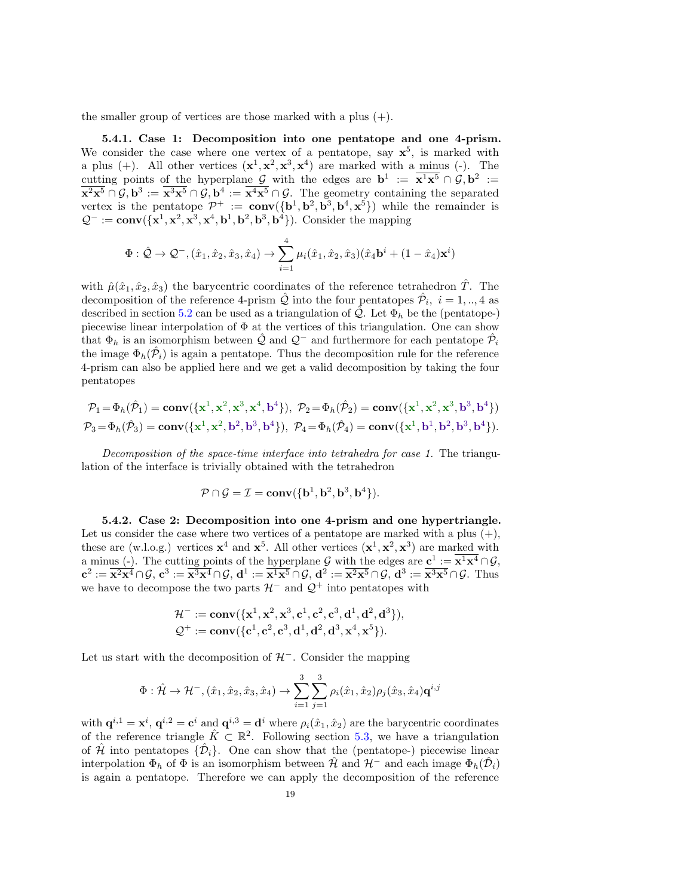the smaller group of vertices are those marked with a plus (+).

#### 5.4.1. Case 1: Decomposition into one pentatope and one 4-prism.

We consider the case where one vertex of a pentatope, say $\mathbf{x}^5$, is marked with a plus (+). All other vertices ($\mathbf{x}^1, \mathbf{x}^2, \mathbf{x}^3, \mathbf{x}^4$) are marked with a minus (-). The cutting points of the hyperplane $\mathcal{G}$ with the edges are $\mathbf{b}^1 := \overline{\mathbf{x}^1\mathbf{x}^5} \cap \mathcal{G}, \mathbf{b}^2 := \overline{\mathbf{x}^2\mathbf{x}^5} \cap \mathcal{G}, \mathbf{b}^3 := \overline{\mathbf{x}^3\mathbf{x}^5} \cap \mathcal{G}, \mathbf{b}^4 := \overline{\mathbf{x}^4\mathbf{x}^5} \cap \mathcal{G}$. The geometry containing the separated vertex is the pentatope $\mathcal{P}^+ := \mathbf{conv}(\{\mathbf{b}^1, \mathbf{b}^2, \mathbf{b}^3, \mathbf{b}^4, \mathbf{x}^5\})$ while the remainder is $\mathcal{Q}^- := \mathbf{conv}(\{\mathbf{x}^1, \mathbf{x}^2, \mathbf{x}^3, \mathbf{x}^4, \mathbf{b}^1, \mathbf{b}^2, \mathbf{b}^3, \mathbf{b}^4\})$. Consider the mapping

$$\Phi : \hat{\mathcal{Q}} \to \mathcal{Q}^-, (\hat{x}_1, \hat{x}_2, \hat{x}_3, \hat{x}_4) \to \sum_{i=1}^{4} \mu_i(\hat{x}_1, \hat{x}_2, \hat{x}_3)(\hat{x}_4 \mathbf{b}^i + (1 - \hat{x}_4)\mathbf{x}^i)$$

with $\hat{\mu}(\hat{x}_1, \hat{x}_2, \hat{x}_3)$ the barycentric coordinates of the reference tetrahedron $\hat{T}$. The decomposition of the reference 4-prism $\hat{\mathcal{Q}}$ into the four pentatopes $\hat{\mathcal{P}}_i,\ i = 1, .., 4$ as described in section 5.2 can be used as a triangulation of $\hat{\mathcal{Q}}$. Let $\Phi_h$ be the (pentatope-) piecewise linear interpolation of $\Phi$ at the vertices of this triangulation. One can show that $\Phi_h$ is an isomorphism between $\hat{\mathcal{Q}}$ and $\mathcal{Q}^-$ and furthermore for each pentatope $\hat{\mathcal{P}}_i$ the image $\Phi_h(\hat{\mathcal{P}}_i)$ is again a pentatope. Thus the decomposition rule for the reference 4-prism can also be applied here and we get a valid decomposition by taking the four pentatopes

$$\mathcal{P}_1 = \Phi_h(\hat{\mathcal{P}}_1) = \mathbf{conv}(\{\mathbf{x}^1, \mathbf{x}^2, \mathbf{x}^3, \mathbf{x}^4, \mathbf{b}^4\}),\ \mathcal{P}_2 = \Phi_h(\hat{\mathcal{P}}_2) = \mathbf{conv}(\{\mathbf{x}^1, \mathbf{x}^2, \mathbf{x}^3, \mathbf{b}^3, \mathbf{b}^4\})$$
$$\mathcal{P}_3 = \Phi_h(\hat{\mathcal{P}}_3) = \mathbf{conv}(\{\mathbf{x}^1, \mathbf{x}^2, \mathbf{b}^2, \mathbf{b}^3, \mathbf{b}^4\}),\ \mathcal{P}_4 = \Phi_h(\hat{\mathcal{P}}_4) = \mathbf{conv}(\{\mathbf{x}^1, \mathbf{b}^1, \mathbf{b}^2, \mathbf{b}^3, \mathbf{b}^4\}).$$

*Decomposition of the space-time interface into tetrahedra for case 1.* The triangulation of the interface is trivially obtained with the tetrahedron

$$\mathcal{P} \cap \mathcal{G} = \mathcal{I} = \mathbf{conv}(\{\mathbf{b}^1, \mathbf{b}^2, \mathbf{b}^3, \mathbf{b}^4\}).$$

#### 5.4.2. Case 2: Decomposition into one 4-prism and one hypertriangle.

Let us consider the case where two vertices of a pentatope are marked with a plus (+), these are (w.l.o.g.) vertices $\mathbf{x}^4$ and $\mathbf{x}^5$. All other vertices ($\mathbf{x}^1, \mathbf{x}^2, \mathbf{x}^3$) are marked with a minus (-). The cutting points of the hyperplane $\mathcal{G}$ with the edges are $\mathbf{c}^1 := \overline{\mathbf{x}^1\mathbf{x}^4} \cap \mathcal{G}$, $\mathbf{c}^2 := \overline{\mathbf{x}^2\mathbf{x}^4} \cap \mathcal{G}$, $\mathbf{c}^3 := \overline{\mathbf{x}^3\mathbf{x}^4} \cap \mathcal{G}$, $\mathbf{d}^1 := \overline{\mathbf{x}^1\mathbf{x}^5} \cap \mathcal{G}$, $\mathbf{d}^2 := \overline{\mathbf{x}^2\mathbf{x}^5} \cap \mathcal{G}$, $\mathbf{d}^3 := \overline{\mathbf{x}^3\mathbf{x}^5} \cap \mathcal{G}$. Thus we have to decompose the two parts $\mathcal{H}^-$ and $\mathcal{Q}^+$ into pentatopes with

$$\mathcal{H}^- := \mathbf{conv}(\{\mathbf{x}^1, \mathbf{x}^2, \mathbf{x}^3, \mathbf{c}^1, \mathbf{c}^2, \mathbf{c}^3, \mathbf{d}^1, \mathbf{d}^2, \mathbf{d}^3\}),$$
$$\mathcal{Q}^+ := \mathbf{conv}(\{\mathbf{c}^1, \mathbf{c}^2, \mathbf{c}^3, \mathbf{d}^1, \mathbf{d}^2, \mathbf{d}^3, \mathbf{x}^4, \mathbf{x}^5\}).$$

Let us start with the decomposition of $\mathcal{H}^-$. Consider the mapping

$$\Phi : \hat{\mathcal{H}} \to \mathcal{H}^-, (\hat{x}_1, \hat{x}_2, \hat{x}_3, \hat{x}_4) \to \sum_{i=1}^{3} \sum_{j=1}^{3} \rho_i(\hat{x}_1, \hat{x}_2)\rho_j(\hat{x}_3, \hat{x}_4)\mathbf{q}^{i,j}$$

with $\mathbf{q}^{i,1} = \mathbf{x}^i$, $\mathbf{q}^{i,2} = \mathbf{c}^i$ and $\mathbf{q}^{i,3} = \mathbf{d}^i$ where $\rho_i(\hat{x}_1, \hat{x}_2)$ are the barycentric coordinates of the reference triangle $\hat{K} \subset \mathbb{R}^2$. Following section 5.3, we have a triangulation of $\hat{\mathcal{H}}$ into pentatopes $\{\hat{\mathcal{D}}_i\}$. One can show that the (pentatope-) piecewise linear interpolation $\Phi_h$ of $\Phi$ is an isomorphism between $\hat{\mathcal{H}}$ and $\mathcal{H}^-$ and each image $\Phi_h(\hat{\mathcal{D}}_i)$ is again a pentatope. Therefore we can apply the decomposition of the reference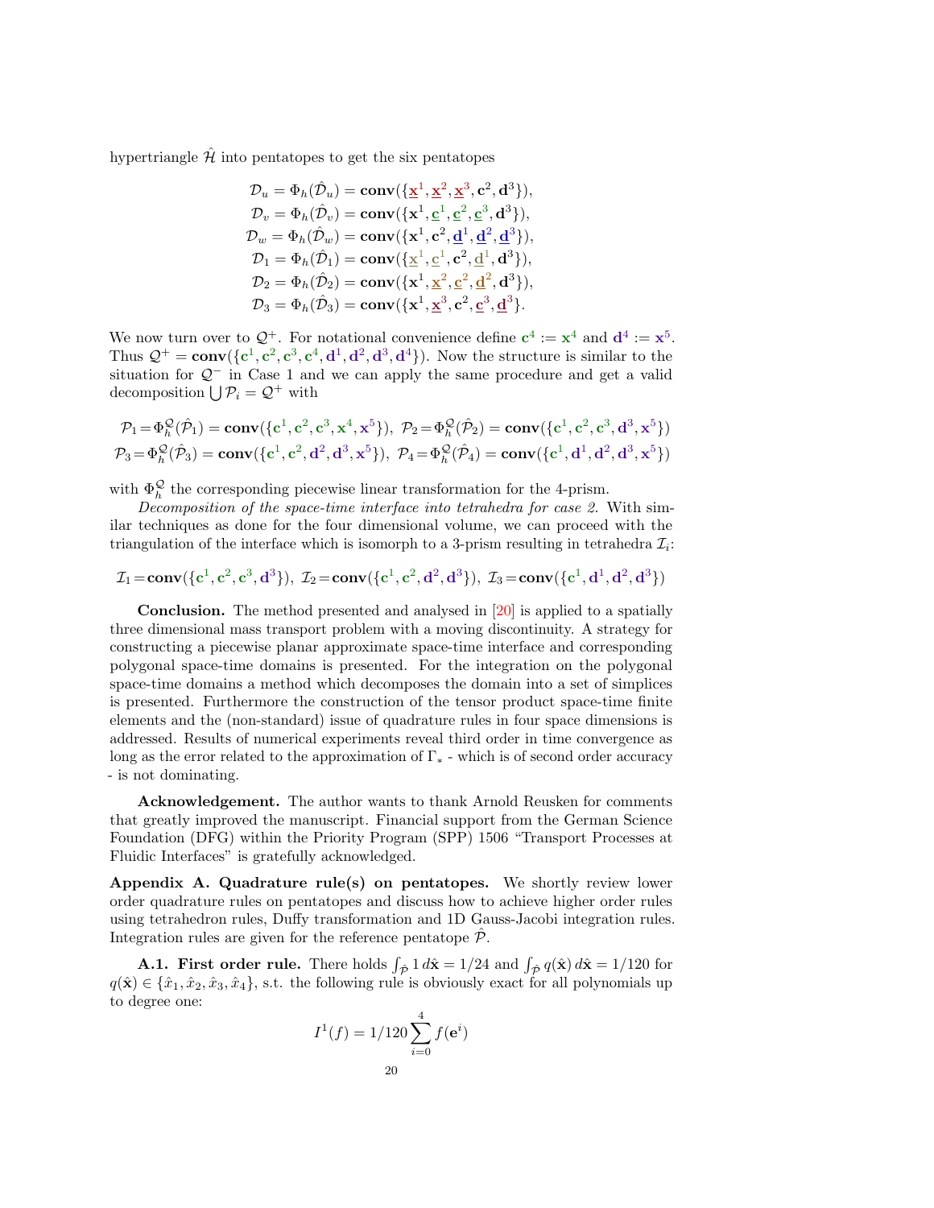hypertriangle $\hat{\mathcal{H}}$ into pentatopes to get the six pentatopes

$$
\begin{aligned}
\mathcal{D}_u = \Phi_h(\hat{\mathcal{D}}_u) &= \mathbf{conv}(\{\underline{\mathbf{x}}^1, \underline{\mathbf{x}}^2, \underline{\mathbf{x}}^3, \mathbf{c}^2, \mathbf{d}^3\}),\\
\mathcal{D}_v = \Phi_h(\hat{\mathcal{D}}_v) &= \mathbf{conv}(\{\mathbf{x}^1, \underline{\mathbf{c}}^1, \underline{\mathbf{c}}^2, \underline{\mathbf{c}}^3, \mathbf{d}^3\}),\\
\mathcal{D}_w = \Phi_h(\hat{\mathcal{D}}_w) &= \mathbf{conv}(\{\mathbf{x}^1, \mathbf{c}^2, \underline{\mathbf{d}}^1, \underline{\mathbf{d}}^2, \underline{\mathbf{d}}^3\}),\\
\mathcal{D}_1 = \Phi_h(\hat{\mathcal{D}}_1) &= \mathbf{conv}(\{\underline{\mathbf{x}}^1, \underline{\mathbf{c}}^1, \mathbf{c}^2, \underline{\mathbf{d}}^1, \mathbf{d}^3\}),\\
\mathcal{D}_2 = \Phi_h(\hat{\mathcal{D}}_2) &= \mathbf{conv}(\{\mathbf{x}^1, \underline{\mathbf{x}}^2, \underline{\mathbf{c}}^2, \underline{\mathbf{d}}^2, \mathbf{d}^3\}),\\
\mathcal{D}_3 = \Phi_h(\hat{\mathcal{D}}_3) &= \mathbf{conv}(\{\mathbf{x}^1, \underline{\mathbf{x}}^3, \mathbf{c}^2, \underline{\mathbf{c}}^3, \underline{\mathbf{d}}^3\}.
\end{aligned}
$$

We now turn over to $\mathcal{Q}^+$. For notational convenience define $\mathbf{c}^4 := \mathbf{x}^4$ and $\mathbf{d}^4 := \mathbf{x}^5$. Thus $\mathcal{Q}^+ = \mathbf{conv}(\{\mathbf{c}^1, \mathbf{c}^2, \mathbf{c}^3, \mathbf{c}^4, \mathbf{d}^1, \mathbf{d}^2, \mathbf{d}^3, \mathbf{d}^4\})$. Now the structure is similar to the situation for $\mathcal{Q}^-$ in Case 1 and we can apply the same procedure and get a valid decomposition $\bigcup \mathcal{P}_i = \mathcal{Q}^+$ with

$$
\mathcal{P}_1 = \Phi_h^{\mathcal{Q}}(\hat{\mathcal{P}}_1) = \mathbf{conv}(\{\mathbf{c}^1, \mathbf{c}^2, \mathbf{c}^3, \mathbf{x}^4, \mathbf{x}^5\}),\ \mathcal{P}_2 = \Phi_h^{\mathcal{Q}}(\hat{\mathcal{P}}_2) = \mathbf{conv}(\{\mathbf{c}^1, \mathbf{c}^2, \mathbf{c}^3, \mathbf{d}^3, \mathbf{x}^5\})
$$
$$
\mathcal{P}_3 = \Phi_h^{\mathcal{Q}}(\hat{\mathcal{P}}_3) = \mathbf{conv}(\{\mathbf{c}^1, \mathbf{c}^2, \mathbf{d}^2, \mathbf{d}^3, \mathbf{x}^5\}),\ \mathcal{P}_4 = \Phi_h^{\mathcal{Q}}(\hat{\mathcal{P}}_4) = \mathbf{conv}(\{\mathbf{c}^1, \mathbf{d}^1, \mathbf{d}^2, \mathbf{d}^3, \mathbf{x}^5\})
$$

with $\Phi_h^{\mathcal{Q}}$ the corresponding piecewise linear transformation for the 4-prism.

*Decomposition of the space-time interface into tetrahedra for case 2.* With similar techniques as done for the four dimensional volume, we can proceed with the triangulation of the interface which is isomorph to a 3-prism resulting in tetrahedra $\mathcal{I}_i$:

$$
\mathcal{I}_1 = \mathbf{conv}(\{\mathbf{c}^1, \mathbf{c}^2, \mathbf{c}^3, \mathbf{d}^3\}),\ \mathcal{I}_2 = \mathbf{conv}(\{\mathbf{c}^1, \mathbf{c}^2, \mathbf{d}^2, \mathbf{d}^3\}),\ \mathcal{I}_3 = \mathbf{conv}(\{\mathbf{c}^1, \mathbf{d}^1, \mathbf{d}^2, \mathbf{d}^3\})
$$

**Conclusion.** The method presented and analysed in [20] is applied to a spatially three dimensional mass transport problem with a moving discontinuity. A strategy for constructing a piecewise planar approximate space-time interface and corresponding polygonal space-time domains is presented. For the integration on the polygonal space-time domains a method which decomposes the domain into a set of simplices is presented. Furthermore the construction of the tensor product space-time finite elements and the (non-standard) issue of quadrature rules in four space dimensions is addressed. Results of numerical experiments reveal third order in time convergence as long as the error related to the approximation of $\Gamma_*$ - which is of second order accuracy - is not dominating.

**Acknowledgement.** The author wants to thank Arnold Reusken for comments that greatly improved the manuscript. Financial support from the German Science Foundation (DFG) within the Priority Program (SPP) 1506 "Transport Processes at Fluidic Interfaces" is gratefully acknowledged.

**Appendix A. Quadrature rule(s) on pentatopes.** We shortly review lower order quadrature rules on pentatopes and discuss how to achieve higher order rules using tetrahedron rules, Duffy transformation and 1D Gauss-Jacobi integration rules. Integration rules are given for the reference pentatope $\hat{\mathcal{P}}$.

**A.1. First order rule.** There holds $\int_{\hat{\mathcal{P}}} 1 \, d\hat{\mathbf{x}} = 1/24$ and $\int_{\hat{\mathcal{P}}} q(\hat{\mathbf{x}}) \, d\hat{\mathbf{x}} = 1/120$ for $q(\hat{\mathbf{x}}) \in \{\hat{x}_1, \hat{x}_2, \hat{x}_3, \hat{x}_4\}$, s.t. the following rule is obviously exact for all polynomials up to degree one:

$$
I^1(f) = 1/120 \sum_{i=0}^{4} f(\mathbf{e}^i)
$$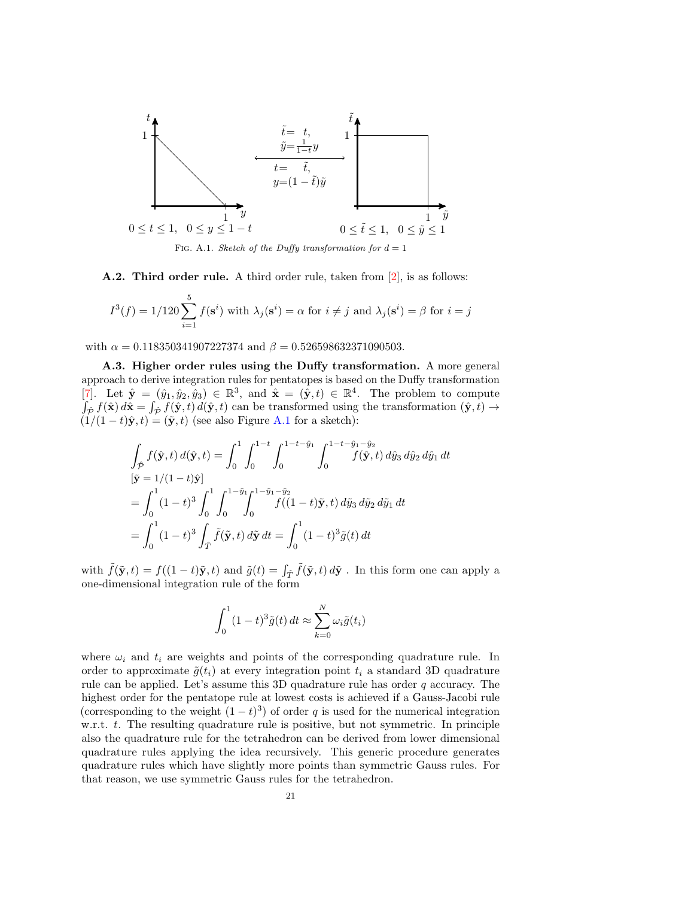FIG. A.1. *Sketch of the Duffy transformation for $d = 1$*

**A.2. Third order rule.** A third order rule, taken from [2], is as follows:

$$I^3(f) = 1/120 \sum_{i=1}^{5} f(\mathbf{s}^i) \text{ with } \lambda_j(\mathbf{s}^i) = \alpha \text{ for } i \neq j \text{ and } \lambda_j(\mathbf{s}^i) = \beta \text{ for } i = j$$

with $\alpha = 0.118350341907227374$ and $\beta = 0.526598632371090503$.

**A.3. Higher order rules using the Duffy transformation.** A more general approach to derive integration rules for pentatopes is based on the Duffy transformation [7]. Let $\hat{\mathbf{y}} = (\hat{y}_1, \hat{y}_2, \hat{y}_3) \in \mathbb{R}^3$, and $\hat{\mathbf{x}} = (\hat{\mathbf{y}}, t) \in \mathbb{R}^4$. The problem to compute $\int_{\hat{\mathcal{P}}} f(\hat{\mathbf{x}})\, d\hat{\mathbf{x}} = \int_{\hat{\mathcal{P}}} f(\hat{\mathbf{y}}, t)\, d(\hat{\mathbf{y}}, t)$ can be transformed using the transformation $(\hat{\mathbf{y}}, t) \to (1/(1-t)\hat{\mathbf{y}}, t) = (\tilde{\mathbf{y}}, t)$ (see also Figure A.1 for a sketch):

$$
\begin{aligned}
&\int_{\hat{\mathcal{P}}} f(\hat{\mathbf{y}}, t)\, d(\hat{\mathbf{y}}, t) = \int_0^1 \int_0^{1-t} \int_0^{1-t-\hat{y}_1} \int_0^{1-t-\hat{y}_1-\hat{y}_2} f(\hat{\mathbf{y}}, t)\, d\hat{y}_3\, d\hat{y}_2\, d\hat{y}_1\, dt \\
&[\tilde{\mathbf{y}} = 1/(1-t)\hat{\mathbf{y}}] \\
&= \int_0^1 (1-t)^3 \int_0^1 \int_0^{1-\tilde{y}_1} \int_0^{1-\tilde{y}_1-\tilde{y}_2} f((1-t)\tilde{\mathbf{y}}, t)\, d\tilde{y}_3\, d\tilde{y}_2\, d\tilde{y}_1\, dt \\
&= \int_0^1 (1-t)^3 \int_{\hat{T}} \tilde{f}(\tilde{\mathbf{y}}, t)\, d\tilde{\mathbf{y}}\, dt = \int_0^1 (1-t)^3 \tilde{g}(t)\, dt
\end{aligned}
$$

with $\tilde{f}(\tilde{\mathbf{y}}, t) = f((1-t)\tilde{\mathbf{y}}, t)$ and $\tilde{g}(t) = \int_{\hat{T}} \tilde{f}(\tilde{\mathbf{y}}, t)\, d\tilde{\mathbf{y}}$ . In this form one can apply a one-dimensional integration rule of the form

$$\int_0^1 (1-t)^3 \tilde{g}(t)\, dt \approx \sum_{k=0}^{N} \omega_i \tilde{g}(t_i)$$

where $\omega_i$ and $t_i$ are weights and points of the corresponding quadrature rule. In order to approximate $\tilde{g}(t_i)$ at every integration point $t_i$ a standard 3D quadrature rule can be applied. Let's assume this 3D quadrature rule has order $q$ accuracy. The highest order for the pentatope rule at lowest costs is achieved if a Gauss-Jacobi rule (corresponding to the weight $(1-t)^3$) of order $q$ is used for the numerical integration w.r.t. $t$. The resulting quadrature rule is positive, but not symmetric. In principle also the quadrature rule for the tetrahedron can be derived from lower dimensional quadrature rules applying the idea recursively. This generic procedure generates quadrature rules which have slightly more points than symmetric Gauss rules. For that reason, we use symmetric Gauss rules for the tetrahedron.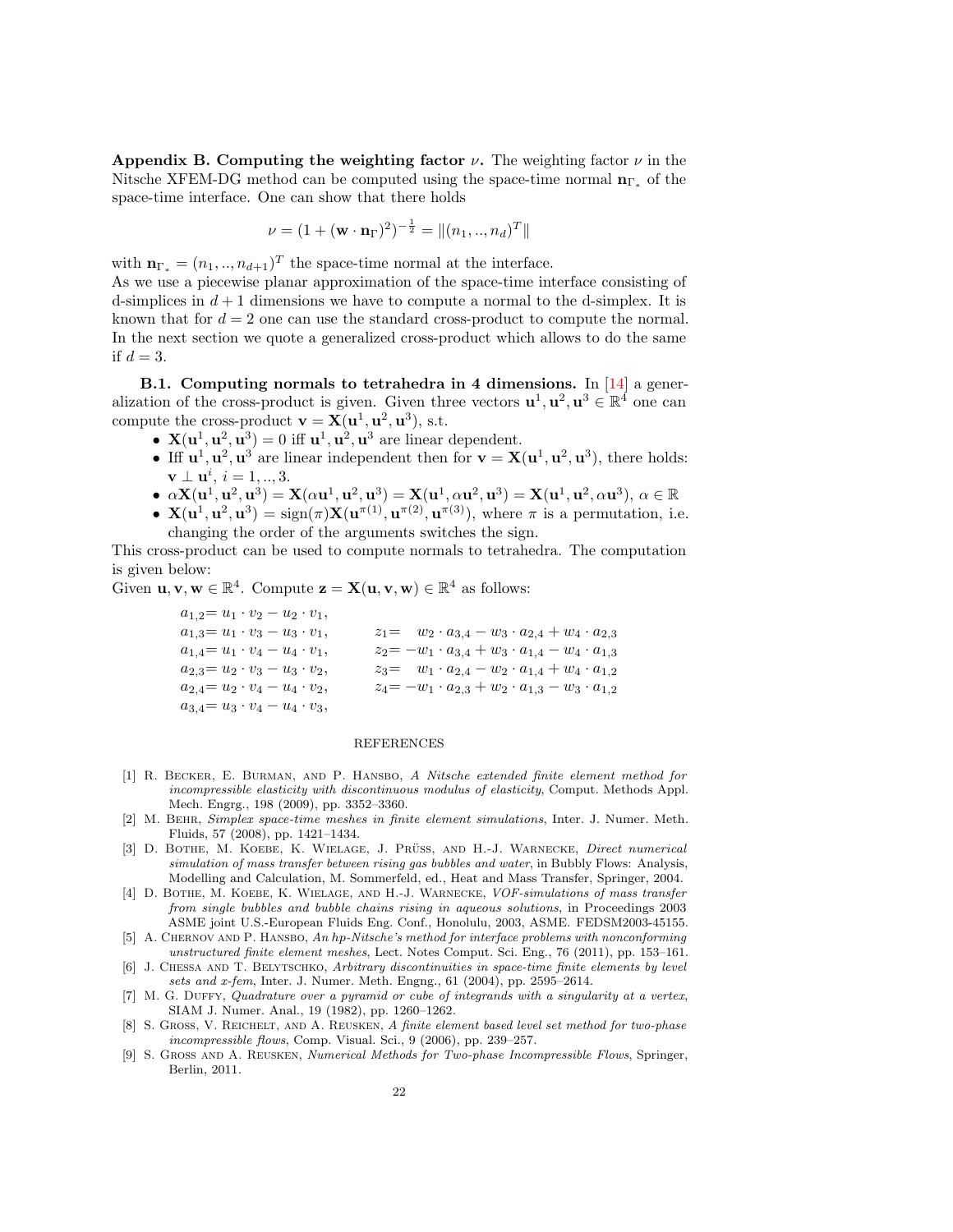**Appendix B. Computing the weighting factor $\nu$.** The weighting factor $\nu$ in the Nitsche XFEM-DG method can be computed using the space-time normal $\mathbf{n}_{\Gamma_*}$ of the space-time interface. One can show that there holds

$$\nu = (1 + (\mathbf{w} \cdot \mathbf{n}_\Gamma)^2)^{-\frac{1}{2}} = \|(n_1, .., n_d)^T\|$$

with $\mathbf{n}_{\Gamma_*} = (n_1, .., n_{d+1})^T$ the space-time normal at the interface.
As we use a piecewise planar approximation of the space-time interface consisting of d-simplices in $d+1$ dimensions we have to compute a normal to the d-simplex. It is known that for $d = 2$ one can use the standard cross-product to compute the normal. In the next section we quote a generalized cross-product which allows to do the same if $d = 3$.

**B.1. Computing normals to tetrahedra in 4 dimensions.** In [14] a generalization of the cross-product is given. Given three vectors $\mathbf{u}^1, \mathbf{u}^2, \mathbf{u}^3 \in \mathbb{R}^4$ one can compute the cross-product $\mathbf{v} = \mathbf{X}(\mathbf{u}^1, \mathbf{u}^2, \mathbf{u}^3)$, s.t.

- $\mathbf{X}(\mathbf{u}^1, \mathbf{u}^2, \mathbf{u}^3) = 0$ iff $\mathbf{u}^1, \mathbf{u}^2, \mathbf{u}^3$ are linear dependent.
- Iff $\mathbf{u}^1, \mathbf{u}^2, \mathbf{u}^3$ are linear independent then for $\mathbf{v} = \mathbf{X}(\mathbf{u}^1, \mathbf{u}^2, \mathbf{u}^3)$, there holds: $\mathbf{v} \perp \mathbf{u}^i$, $i = 1, .., 3$.
- $\alpha\mathbf{X}(\mathbf{u}^1, \mathbf{u}^2, \mathbf{u}^3) = \mathbf{X}(\alpha\mathbf{u}^1, \mathbf{u}^2, \mathbf{u}^3) = \mathbf{X}(\mathbf{u}^1, \alpha\mathbf{u}^2, \mathbf{u}^3) = \mathbf{X}(\mathbf{u}^1, \mathbf{u}^2, \alpha\mathbf{u}^3)$, $\alpha \in \mathbb{R}$
- $\mathbf{X}(\mathbf{u}^1, \mathbf{u}^2, \mathbf{u}^3) = \text{sign}(\pi)\mathbf{X}(\mathbf{u}^{\pi(1)}, \mathbf{u}^{\pi(2)}, \mathbf{u}^{\pi(3)})$, where $\pi$ is a permutation, i.e. changing the order of the arguments switches the sign.

This cross-product can be used to compute normals to tetrahedra. The computation is given below:
Given $\mathbf{u}, \mathbf{v}, \mathbf{w} \in \mathbb{R}^4$. Compute $\mathbf{z} = \mathbf{X}(\mathbf{u}, \mathbf{v}, \mathbf{w}) \in \mathbb{R}^4$ as follows:

$$
\begin{aligned}
a_{1,2} &= u_1 \cdot v_2 - u_2 \cdot v_1, \\
a_{1,3} &= u_1 \cdot v_3 - u_3 \cdot v_1, \qquad & z_1 &= \phantom{-}w_2 \cdot a_{3,4} - w_3 \cdot a_{2,4} + w_4 \cdot a_{2,3} \\
a_{1,4} &= u_1 \cdot v_4 - u_4 \cdot v_1, & z_2 &= -w_1 \cdot a_{3,4} + w_3 \cdot a_{1,4} - w_4 \cdot a_{1,3} \\
a_{2,3} &= u_2 \cdot v_3 - u_3 \cdot v_2, & z_3 &= \phantom{-}w_1 \cdot a_{2,4} - w_2 \cdot a_{1,4} + w_4 \cdot a_{1,2} \\
a_{2,4} &= u_2 \cdot v_4 - u_4 \cdot v_2, & z_4 &= -w_1 \cdot a_{2,3} + w_2 \cdot a_{1,3} - w_3 \cdot a_{1,2} \\
a_{3,4} &= u_3 \cdot v_4 - u_4 \cdot v_3,
\end{aligned}
$$

## REFERENCES

[1] R. Becker, E. Burman, and P. Hansbo, *A Nitsche extended finite element method for incompressible elasticity with discontinuous modulus of elasticity*, Comput. Methods Appl. Mech. Engrg., 198 (2009), pp. 3352–3360.

[2] M. Behr, *Simplex space-time meshes in finite element simulations*, Inter. J. Numer. Meth. Fluids, 57 (2008), pp. 1421–1434.

[3] D. Bothe, M. Koebe, K. Wielage, J. Prüss, and H.-J. Warnecke, *Direct numerical simulation of mass transfer between rising gas bubbles and water*, in Bubbly Flows: Analysis, Modelling and Calculation, M. Sommerfeld, ed., Heat and Mass Transfer, Springer, 2004.

[4] D. Bothe, M. Koebe, K. Wielage, and H.-J. Warnecke, *VOF-simulations of mass transfer from single bubbles and bubble chains rising in aqueous solutions*, in Proceedings 2003 ASME joint U.S.-European Fluids Eng. Conf., Honolulu, 2003, ASME. FEDSM2003-45155.

[5] A. Chernov and P. Hansbo, *An hp-Nitsche's method for interface problems with nonconforming unstructured finite element meshes*, Lect. Notes Comput. Sci. Eng., 76 (2011), pp. 153–161.

[6] J. Chessa and T. Belytschko, *Arbitrary discontinuities in space-time finite elements by level sets and x-fem*, Inter. J. Numer. Meth. Engng., 61 (2004), pp. 2595–2614.

[7] M. G. Duffy, *Quadrature over a pyramid or cube of integrands with a singularity at a vertex*, SIAM J. Numer. Anal., 19 (1982), pp. 1260–1262.

[8] S. Gross, V. Reichelt, and A. Reusken, *A finite element based level set method for two-phase incompressible flows*, Comp. Visual. Sci., 9 (2006), pp. 239–257.

[9] S. Gross and A. Reusken, *Numerical Methods for Two-phase Incompressible Flows*, Springer, Berlin, 2011.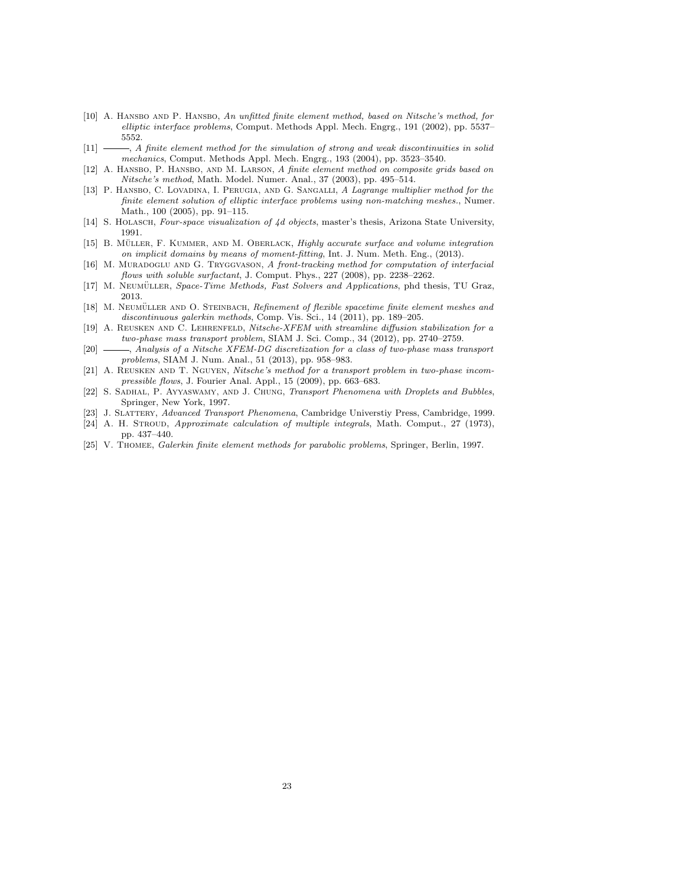[10] A. Hansbo and P. Hansbo, *An unfitted finite element method, based on Nitsche's method, for elliptic interface problems*, Comput. Methods Appl. Mech. Engrg., 191 (2002), pp. 5537–5552.

[11] ———, *A finite element method for the simulation of strong and weak discontinuities in solid mechanics*, Comput. Methods Appl. Mech. Engrg., 193 (2004), pp. 3523–3540.

[12] A. Hansbo, P. Hansbo, and M. Larson, *A finite element method on composite grids based on Nitsche's method*, Math. Model. Numer. Anal., 37 (2003), pp. 495–514.

[13] P. Hansbo, C. Lovadina, I. Perugia, and G. Sangalli, *A Lagrange multiplier method for the finite element solution of elliptic interface problems using non-matching meshes.*, Numer. Math., 100 (2005), pp. 91–115.

[14] S. Holasch, *Four-space visualization of 4d objects*, master's thesis, Arizona State University, 1991.

[15] B. Müller, F. Kummer, and M. Oberlack, *Highly accurate surface and volume integration on implicit domains by means of moment-fitting*, Int. J. Num. Meth. Eng., (2013).

[16] M. Muradoglu and G. Tryggvason, *A front-tracking method for computation of interfacial flows with soluble surfactant*, J. Comput. Phys., 227 (2008), pp. 2238–2262.

[17] M. Neumüller, *Space-Time Methods, Fast Solvers and Applications*, phd thesis, TU Graz, 2013.

[18] M. Neumüller and O. Steinbach, *Refinement of flexible spacetime finite element meshes and discontinuous galerkin methods*, Comp. Vis. Sci., 14 (2011), pp. 189–205.

[19] A. Reusken and C. Lehrenfeld, *Nitsche-XFEM with streamline diffusion stabilization for a two-phase mass transport problem*, SIAM J. Sci. Comp., 34 (2012), pp. 2740–2759.

[20] ———, *Analysis of a Nitsche XFEM-DG discretization for a class of two-phase mass transport problems*, SIAM J. Num. Anal., 51 (2013), pp. 958–983.

[21] A. Reusken and T. Nguyen, *Nitsche's method for a transport problem in two-phase incompressible flows*, J. Fourier Anal. Appl., 15 (2009), pp. 663–683.

[22] S. Sadhal, P. Ayyaswamy, and J. Chung, *Transport Phenomena with Droplets and Bubbles*, Springer, New York, 1997.

[23] J. Slattery, *Advanced Transport Phenomena*, Cambridge Universtiy Press, Cambridge, 1999.

[24] A. H. Stroud, *Approximate calculation of multiple integrals*, Math. Comput., 27 (1973), pp. 437–440.

[25] V. Thomee, *Galerkin finite element methods for parabolic problems*, Springer, Berlin, 1997.